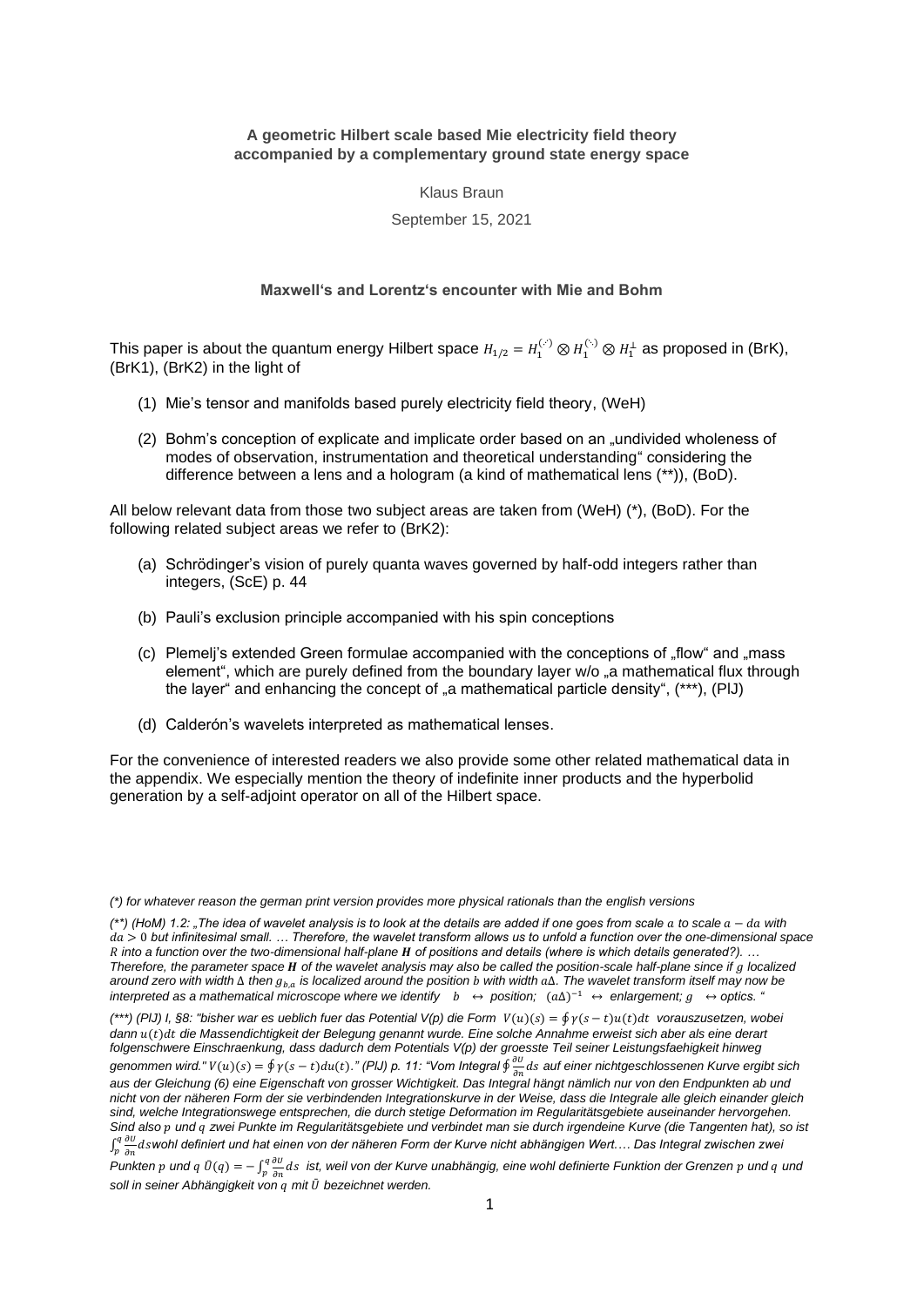**A geometric Hilbert scale based Mie electricity field theory accompanied by a complementary ground state energy space**

Klaus Braun

September 15, 2021

**Maxwell's and Lorentz's encounter with Mie and Bohm**

This paper is about the quantum energy Hilbert space $H_{1/2} = H_1^{(\cdot,\cdot)} \otimes H_1^{(\cdot,\cdot)} \otimes H_1^{\perp}$ as proposed in (BrK), (BrK1), (BrK2) in the light of

(1) Mie's tensor and manifolds based purely electricity field theory, (WeH)

(2) Bohm's conception of explicate and implicate order based on an „undivided wholeness of modes of observation, instrumentation and theoretical understanding" considering the difference between a lens and a hologram (a kind of mathematical lens (**)), (BoD).

All below relevant data from those two subject areas are taken from (WeH) (*), (BoD). For the following related subject areas we refer to (BrK2):

(a) Schrödinger's vision of purely quanta waves governed by half-odd integers rather than integers, (ScE) p. 44

(b) Pauli's exclusion principle accompanied with his spin conceptions

(c) Plemelj's extended Green formulae accompanied with the conceptions of „flow" and „mass element", which are purely defined from the boundary layer w/o „a mathematical flux through the layer" and enhancing the concept of „a mathematical particle density", (***), (PlJ)

(d) Calderón's wavelets interpreted as mathematical lenses.

For the convenience of interested readers we also provide some other related mathematical data in the appendix. We especially mention the theory of indefinite inner products and the hyperbolid generation by a self-adjoint operator on all of the Hilbert space.

*(\*) for whatever reason the german print version provides more physical rationals than the english versions*

*(\*\*) (HoM) 1.2: „The idea of wavelet analysis is to look at the details are added if one goes from scale $a$ to scale $a - da$ with $da > 0$ but infinitesimal small. … Therefore, the wavelet transform allows us to unfold a function over the one-dimensional space $R$ into a function over the two-dimensional half-plane $\boldsymbol{H}$ of positions and details (where is which details generated?). … Therefore, the parameter space $\boldsymbol{H}$ of the wavelet analysis may also be called the position-scale half-plane since if $g$ localized around zero with width $\Delta$ then $g_{b,a}$ is localized around the position $b$ with width $a\Delta$. The wavelet transform itself may now be interpreted as a mathematical microscope where we identify $b \leftrightarrow$ position; $(a\Delta)^{-1} \leftrightarrow$ enlargement; $g \leftrightarrow$ optics. "*

*(\*\*\*) (PlJ) I, §8: "bisher war es ueblich fuer das Potential V(p) die Form $V(u)(s) = \oint \gamma(s-t)u(t)dt$ vorauszusetzen, wobei dann $u(t)dt$ die Massendichtigkeit der Belegung genannt wurde. Eine solche Annahme erweist sich aber als eine derart folgenschwere Einschraenkung, dass dadurch dem Potentials V(p) der groesste Teil seiner Leistungsfaehigkeit hinweg genommen wird." $V(u)(s) = \oint \gamma(s-t)du(t)$." (PlJ) p. 11: "Vom Integral $\oint \frac{\partial U}{\partial n} ds$ auf einer nichtgeschlossenen Kurve ergibt sich aus der Gleichung (6) eine Eigenschaft von grosser Wichtigkeit. Das Integral hängt nämlich nur von den Endpunkten ab und nicht von der näheren Form der sie verbindenden Integrationskurve in der Weise, dass die Integrale alle gleich einander gleich sind, welche Integrationswege entsprechen, die durch stetige Deformation im Regularitätsgebiete auseinander hervorgehen. Sind also $p$ und $q$ zwei Punkte im Regularitätsgebiete und verbindet man sie durch irgendeine Kurve (die Tangenten hat), so ist $\int_p^q \frac{\partial U}{\partial n} ds$ wohl definiert und hat einen von der näheren Form der Kurve nicht abhängigen Wert.… Das Integral zwischen zwei Punkten $p$ und $q$ $\bar{U}(q) = -\int_p^q \frac{\partial U}{\partial n} ds$ ist, weil von der Kurve unabhängig, eine wohl definierte Funktion der Grenzen $p$ und $q$ und soll in seiner Abhängigkeit von $q$ mit $\bar{U}$ bezeichnet werden.*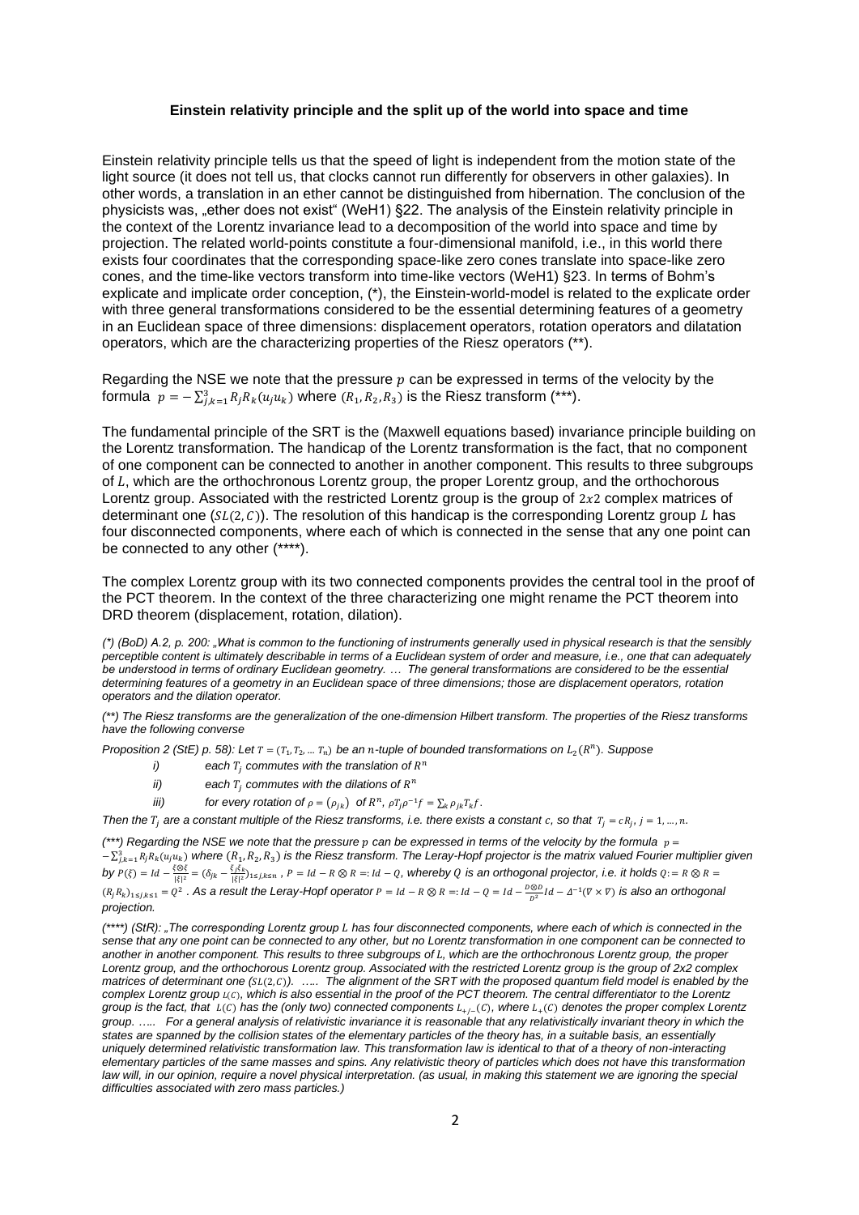**Einstein relativity principle and the split up of the world into space and time**

Einstein relativity principle tells us that the speed of light is independent from the motion state of the light source (it does not tell us, that clocks cannot run differently for observers in other galaxies). In other words, a translation in an ether cannot be distinguished from hibernation. The conclusion of the physicists was, „ether does not exist" (WeH1) §22. The analysis of the Einstein relativity principle in the context of the Lorentz invariance lead to a decomposition of the world into space and time by projection. The related world-points constitute a four-dimensional manifold, i.e., in this world there exists four coordinates that the corresponding space-like zero cones translate into space-like zero cones, and the time-like vectors transform into time-like vectors (WeH1) §23. In terms of Bohm's explicate and implicate order conception, (*), the Einstein-world-model is related to the explicate order with three general transformations considered to be the essential determining features of a geometry in an Euclidean space of three dimensions: displacement operators, rotation operators and dilatation operators, which are the characterizing properties of the Riesz operators (**).

Regarding the NSE we note that the pressure $p$ can be expressed in terms of the velocity by the formula $p = -\sum_{j,k=1}^{3} R_j R_k(u_j u_k)$ where $(R_1, R_2, R_3)$ is the Riesz transform (***).

The fundamental principle of the SRT is the (Maxwell equations based) invariance principle building on the Lorentz transformation. The handicap of the Lorentz transformation is the fact, that no component of one component can be connected to another in another component. This results to three subgroups of $L$, which are the orthochronous Lorentz group, the proper Lorentz group, and the orthochorous Lorentz group. Associated with the restricted Lorentz group is the group of $2x2$ complex matrices of determinant one ($SL(2, C)$). The resolution of this handicap is the corresponding Lorentz group $L$ has four disconnected components, where each of which is connected in the sense that any one point can be connected to any other (****).

The complex Lorentz group with its two connected components provides the central tool in the proof of the PCT theorem. In the context of the three characterizing one might rename the PCT theorem into DRD theorem (displacement, rotation, dilation).

*(\*) (BoD) A.2, p. 200: „What is common to the functioning of instruments generally used in physical research is that the sensibly perceptible content is ultimately describable in terms of a Euclidean system of order and measure, i.e., one that can adequately be understood in terms of ordinary Euclidean geometry. … The general transformations are considered to be the essential determining features of a geometry in an Euclidean space of three dimensions; those are displacement operators, rotation operators and the dilation operator.*

*(\*\*) The Riesz transforms are the generalization of the one-dimension Hilbert transform. The properties of the Riesz transforms have the following converse*

*Proposition 2 (StE) p. 58): Let $T = (T_1, T_2, \ldots T_n)$ be an $n$-tuple of bounded transformations on $L_2(R^n)$. Suppose*

- *i) each $T_j$ commutes with the translation of $R^n$*
- *ii) each $T_j$ commutes with the dilations of $R^n$*
- *iii) for every rotation of $\rho = (\rho_{jk})$ of $R^n$, $\rho T_j \rho^{-1} f = \sum_k \rho_{jk} T_k f$.*

*Then the $T_j$ are a constant multiple of the Riesz transforms, i.e. there exists a constant $c$, so that $T_j = cR_j$, $j = 1, \ldots, n$.*

*(\*\*\*) Regarding the NSE we note that the pressure $p$ can be expressed in terms of the velocity by the formula $p = -\sum_{j,k=1}^{3} R_j R_k(u_j u_k)$ where $(R_1, R_2, R_3)$ is the Riesz transform. The Leray-Hopf projector is the matrix valued Fourier multiplier given by $P(\xi) = Id - \frac{\xi \otimes \xi}{|\xi|^2} = (\delta_{jk} - \frac{\xi_j \xi_k}{|\xi|^2})_{1 \le j,k \le n}$, $P = Id - R \otimes R =: Id - Q$, whereby $Q$ is an orthogonal projector, i.e. it holds $Q := R \otimes R = (R_j R_k)_{1 \le j,k \le 1} = Q^2$. As a result the Leray-Hopf operator $P = Id - R \otimes R =: Id - Q = Id - \frac{D \otimes D}{D^2} Id - \Delta^{-1}(\nabla \times \nabla)$ is also an orthogonal projection.*

*(\*\*\*\*) (StR): „The corresponding Lorentz group $L$ has four disconnected components, where each of which is connected in the sense that any one point can be connected to any other, but no Lorentz transformation in one component can be connected to another in another component. This results to three subgroups of $L$, which are the orthochronous Lorentz group, the proper Lorentz group, and the orthochorous Lorentz group. Associated with the restricted Lorentz group is the group of 2x2 complex matrices of determinant one ($SL(2, C)$). ….. The alignment of the SRT with the proposed quantum field model is enabled by the complex Lorentz group $L(C)$, which is also essential in the proof of the PCT theorem. The central differentiator to the Lorentz group is the fact, that $L(C)$ has the (only two) connected components $L_{+/-}(C)$, where $L_+(C)$ denotes the proper complex Lorentz group. ….. For a general analysis of relativistic invariance it is reasonable that any relativistically invariant theory in which the states are spanned by the collision states of the elementary particles of the theory has, in a suitable basis, an essentially uniquely determined relativistic transformation law. This transformation law is identical to that of a theory of non-interacting elementary particles of the same masses and spins. Any relativistic theory of particles which does not have this transformation law will, in our opinion, require a novel physical interpretation. (as usual, in making this statement we are ignoring the special difficulties associated with zero mass particles.)*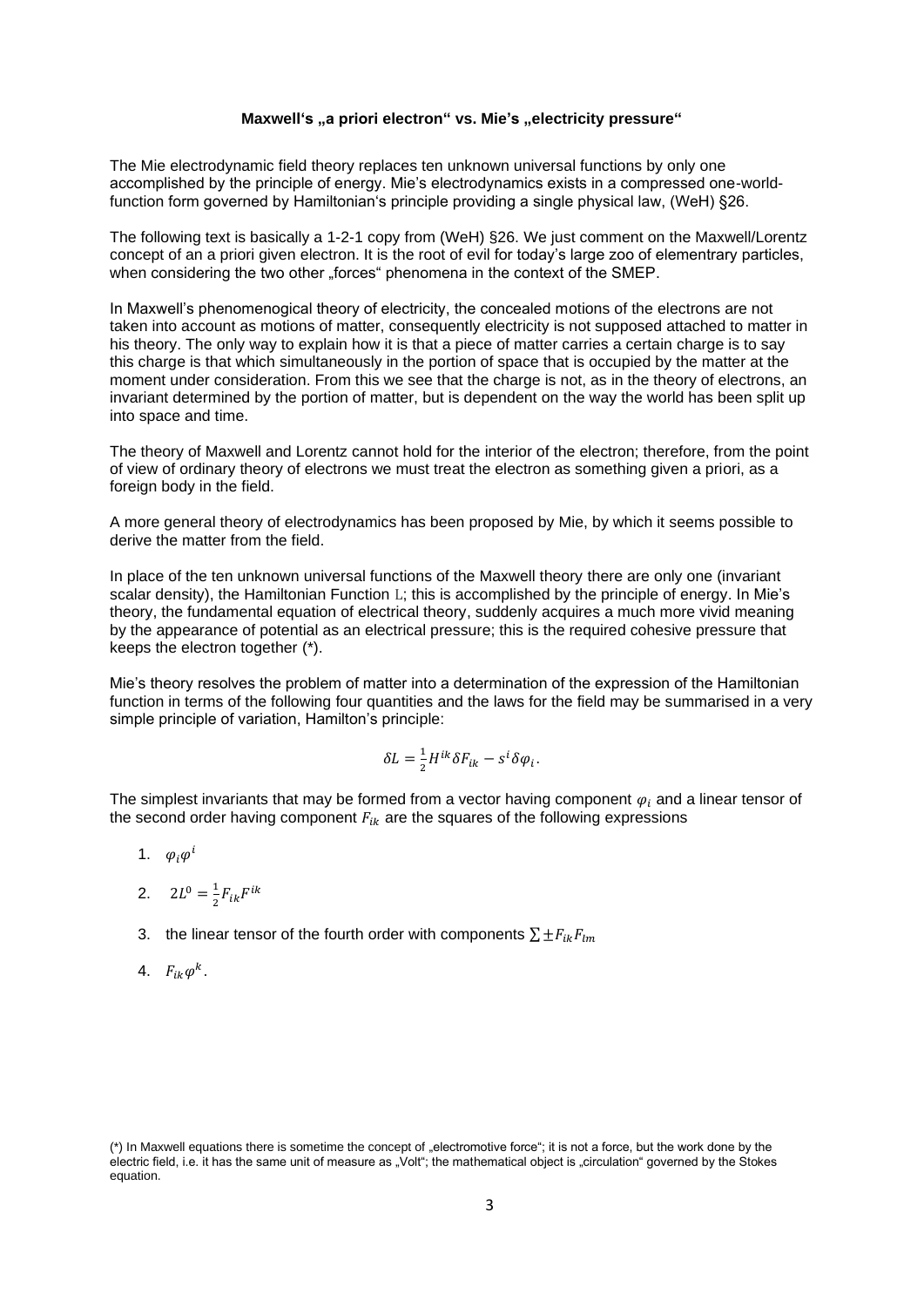**Maxwell's „a priori electron" vs. Mie's „electricity pressure"**

The Mie electrodynamic field theory replaces ten unknown universal functions by only one accomplished by the principle of energy. Mie's electrodynamics exists in a compressed one-world-function form governed by Hamiltonian's principle providing a single physical law, (WeH) §26.

The following text is basically a 1-2-1 copy from (WeH) §26. We just comment on the Maxwell/Lorentz concept of an a priori given electron. It is the root of evil for today's large zoo of elementrary particles, when considering the two other „forces" phenomena in the context of the SMEP.

In Maxwell's phenomenogical theory of electricity, the concealed motions of the electrons are not taken into account as motions of matter, consequently electricity is not supposed attached to matter in his theory. The only way to explain how it is that a piece of matter carries a certain charge is to say this charge is that which simultaneously in the portion of space that is occupied by the matter at the moment under consideration. From this we see that the charge is not, as in the theory of electrons, an invariant determined by the portion of matter, but is dependent on the way the world has been split up into space and time.

The theory of Maxwell and Lorentz cannot hold for the interior of the electron; therefore, from the point of view of ordinary theory of electrons we must treat the electron as something given a priori, as a foreign body in the field.

A more general theory of electrodynamics has been proposed by Mie, by which it seems possible to derive the matter from the field.

In place of the ten unknown universal functions of the Maxwell theory there are only one (invariant scalar density), the Hamiltonian Function L; this is accomplished by the principle of energy. In Mie's theory, the fundamental equation of electrical theory, suddenly acquires a much more vivid meaning by the appearance of potential as an electrical pressure; this is the required cohesive pressure that keeps the electron together (*).

Mie's theory resolves the problem of matter into a determination of the expression of the Hamiltonian function in terms of the following four quantities and the laws for the field may be summarised in a very simple principle of variation, Hamilton's principle:

$$\delta L = \frac{1}{2} H^{ik} \delta F_{ik} - s^i \delta \varphi_i .$$

The simplest invariants that may be formed from a vector having component $\varphi_i$ and a linear tensor of the second order having component $F_{ik}$ are the squares of the following expressions

1. $\varphi_i \varphi^i$
2. $2L^0 = \frac{1}{2} F_{ik} F^{ik}$
3. the linear tensor of the fourth order with components $\sum \pm F_{ik} F_{lm}$
4. $F_{ik} \varphi^k$.

(*) In Maxwell equations there is sometime the concept of „electromotive force"; it is not a force, but the work done by the electric field, i.e. it has the same unit of measure as „Volt"; the mathematical object is „circulation" governed by the Stokes equation.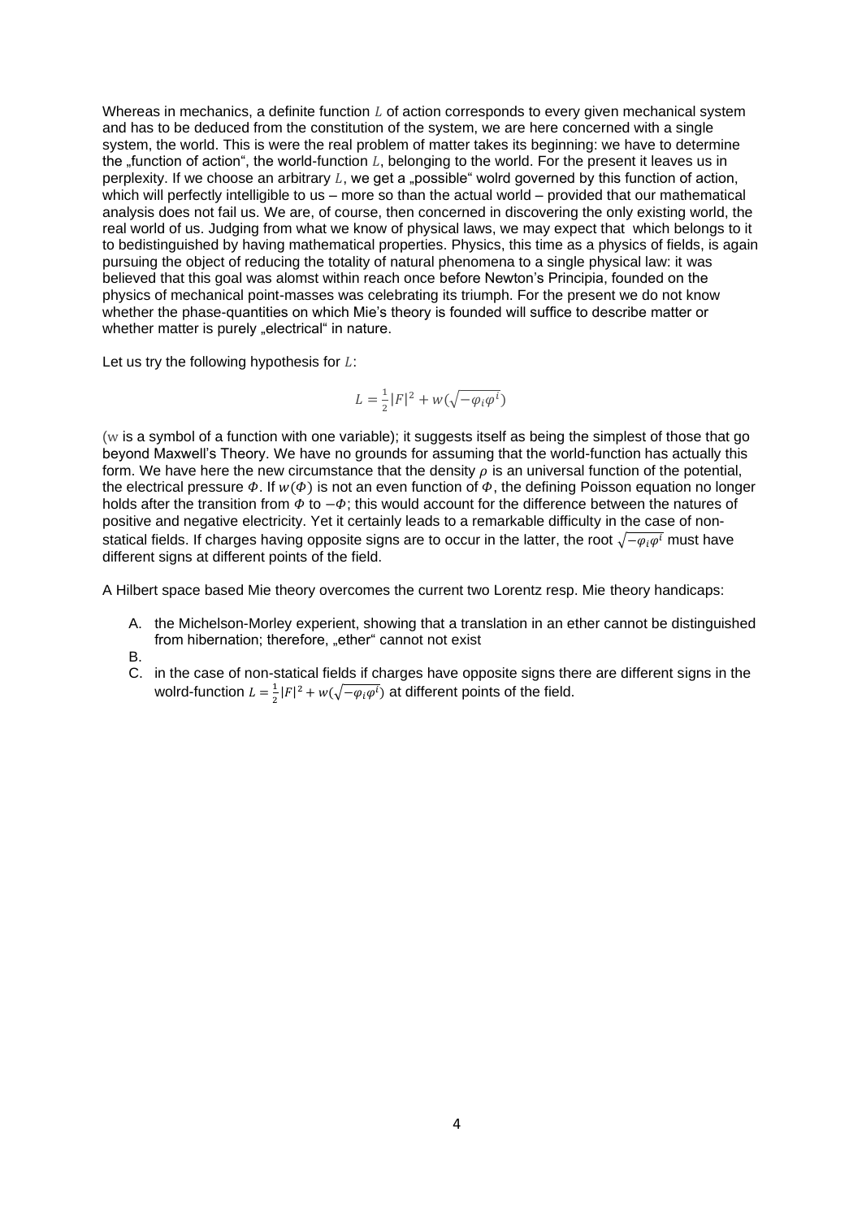Whereas in mechanics, a definite function $L$ of action corresponds to every given mechanical system and has to be deduced from the constitution of the system, we are here concerned with a single system, the world. This is were the real problem of matter takes its beginning: we have to determine the „function of action", the world-function $L$, belonging to the world. For the present it leaves us in perplexity. If we choose an arbitrary $L$, we get a „possible" wolrd governed by this function of action, which will perfectly intelligible to us – more so than the actual world – provided that our mathematical analysis does not fail us. We are, of course, then concerned in discovering the only existing world, the real world of us. Judging from what we know of physical laws, we may expect that which belongs to it to bedistinguished by having mathematical properties. Physics, this time as a physics of fields, is again pursuing the object of reducing the totality of natural phenomena to a single physical law: it was believed that this goal was alomst within reach once before Newton's Principia, founded on the physics of mechanical point-masses was celebrating its triumph. For the present we do not know whether the phase-quantities on which Mie's theory is founded will suffice to describe matter or whether matter is purely „electrical" in nature.

Let us try the following hypothesis for $L$:

$$L = \frac{1}{2}|F|^2 + w(\sqrt{-\varphi_i \varphi^i})$$

($w$ is a symbol of a function with one variable); it suggests itself as being the simplest of those that go beyond Maxwell's Theory. We have no grounds for assuming that the world-function has actually this form. We have here the new circumstance that the density $\rho$ is an universal function of the potential, the electrical pressure $\Phi$. If $w(\Phi)$ is not an even function of $\Phi$, the defining Poisson equation no longer holds after the transition from $\Phi$ to $-\Phi$; this would account for the difference between the natures of positive and negative electricity. Yet it certainly leads to a remarkable difficulty in the case of non-statical fields. If charges having opposite signs are to occur in the latter, the root $\sqrt{-\varphi_i \varphi^i}$ must have different signs at different points of the field.

A Hilbert space based Mie theory overcomes the current two Lorentz resp. Mie theory handicaps:

A. the Michelson-Morley experient, showing that a translation in an ether cannot be distinguished from hibernation; therefore, „ether" cannot not exist
B.
C. in the case of non-statical fields if charges have opposite signs there are different signs in the wolrd-function $L = \frac{1}{2}|F|^2 + w(\sqrt{-\varphi_i \varphi^i})$ at different points of the field.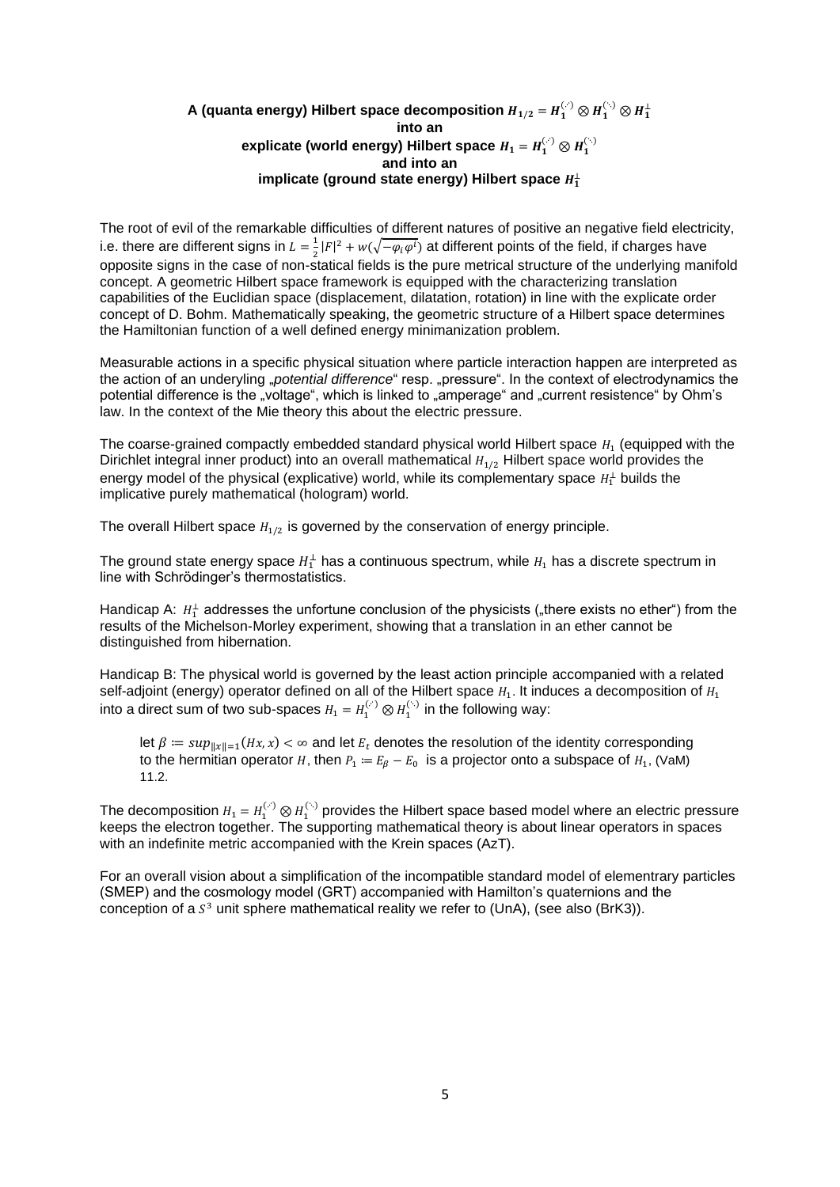**A (quanta energy) Hilbert space decomposition $H_{1/2} = H_1^{(\cdot,\cdot)} \otimes H_1^{(\cdot,\cdot)} \otimes H_1^{\perp}$**
**into an**
**explicate (world energy) Hilbert space $H_1 = H_1^{(\cdot,\cdot)} \otimes H_1^{(\cdot,\cdot)}$**
**and into an**
**implicate (ground state energy) Hilbert space $H_1^{\perp}$**

The root of evil of the remarkable difficulties of different natures of positive an negative field electricity, i.e. there are different signs in $L = \frac{1}{2}|F|^2 + w(\sqrt{-\varphi_i \varphi^i})$ at different points of the field, if charges have opposite signs in the case of non-statical fields is the pure metrical structure of the underlying manifold concept. A geometric Hilbert space framework is equipped with the characterizing translation capabilities of the Euclidian space (displacement, dilatation, rotation) in line with the explicate order concept of D. Bohm. Mathematically speaking, the geometric structure of a Hilbert space determines the Hamiltonian function of a well defined energy minimanization problem.

Measurable actions in a specific physical situation where particle interaction happen are interpreted as the action of an underlying „*potential difference*" resp. „pressure". In the context of electrodynamics the potential difference is the „voltage", which is linked to „amperage" and „current resistence" by Ohm's law. In the context of the Mie theory this about the electric pressure.

The coarse-grained compactly embedded standard physical world Hilbert space $H_1$ (equipped with the Dirichlet integral inner product) into an overall mathematical $H_{1/2}$ Hilbert space world provides the energy model of the physical (explicative) world, while its complementary space $H_1^{\perp}$ builds the implicative purely mathematical (hologram) world.

The overall Hilbert space $H_{1/2}$ is governed by the conservation of energy principle.

The ground state energy space $H_1^{\perp}$ has a continuous spectrum, while $H_1$ has a discrete spectrum in line with Schrödinger's thermostatistics.

Handicap A: $H_1^{\perp}$ addresses the unfortune conclusion of the physicists („there exists no ether") from the results of the Michelson-Morley experiment, showing that a translation in an ether cannot be distinguished from hibernation.

Handicap B: The physical world is governed by the least action principle accompanied with a related self-adjoint (energy) operator defined on all of the Hilbert space $H_1$. It induces a decomposition of $H_1$ into a direct sum of two sub-spaces $H_1 = H_1^{(\cdot,\cdot)} \otimes H_1^{(\cdot,\cdot)}$ in the following way:

> let $\beta := sup_{\|x\|=1}(Hx, x) < \infty$ and let $E_t$ denotes the resolution of the identity corresponding to the hermitian operator $H$, then $P_1 := E_\beta - E_0$ is a projector onto a subspace of $H_1$, (VaM) 11.2.

The decomposition $H_1 = H_1^{(\cdot,\cdot)} \otimes H_1^{(\cdot,\cdot)}$ provides the Hilbert space based model where an electric pressure keeps the electron together. The supporting mathematical theory is about linear operators in spaces with an indefinite metric accompanied with the Krein spaces (AzT).

For an overall vision about a simplification of the incompatible standard model of elementrary particles (SMEP) and the cosmology model (GRT) accompanied with Hamilton's quaternions and the conception of a $S^3$ unit sphere mathematical reality we refer to (UnA), (see also (BrK3)).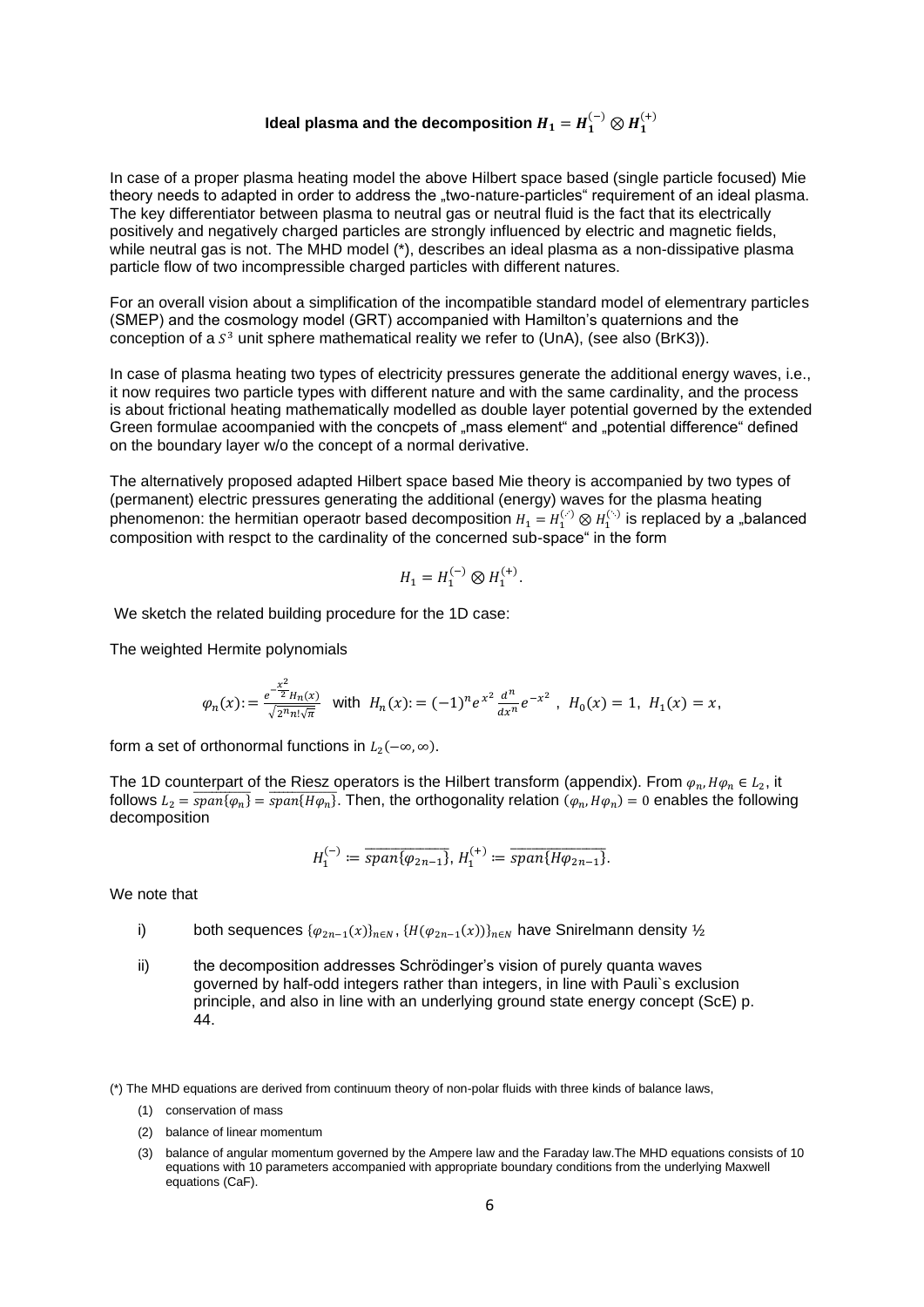## Ideal plasma and the decomposition $H_1 = H_1^{(-)} \otimes H_1^{(+)}$

In case of a proper plasma heating model the above Hilbert space based (single particle focused) Mie theory needs to adapted in order to address the „two-nature-particles“ requirement of an ideal plasma. The key differentiator between plasma to neutral gas or neutral fluid is the fact that its electrically positively and negatively charged particles are strongly influenced by electric and magnetic fields, while neutral gas is not. The MHD model (*), describes an ideal plasma as a non-dissipative plasma particle flow of two incompressible charged particles with different natures.

For an overall vision about a simplification of the incompatible standard model of elementrary particles (SMEP) and the cosmology model (GRT) accompanied with Hamilton's quaternions and the conception of a $S^3$ unit sphere mathematical reality we refer to (UnA), (see also (BrK3)).

In case of plasma heating two types of electricity pressures generate the additional energy waves, i.e., it now requires two particle types with different nature and with the same cardinality, and the process is about frictional heating mathematically modelled as double layer potential governed by the extended Green formulae acoompanied with the concpets of „mass element“ and „potential difference“ defined on the boundary layer w/o the concept of a normal derivative.

The alternatively proposed adapted Hilbert space based Mie theory is accompanied by two types of (permanent) electric pressures generating the additional (energy) waves for the plasma heating phenomenon: the hermitian operaotr based decomposition $H_1 = H_1^{(\cdot)} \otimes H_1^{(\cdot)}$ is replaced by a „balanced composition with respct to the cardinality of the concerned sub-space“ in the form

$$H_1 = H_1^{(-)} \otimes H_1^{(+)}.$$

We sketch the related building procedure for the 1D case:

The weighted Hermite polynomials

$$\varphi_n(x) := \frac{e^{-\frac{x^2}{2}} H_n(x)}{\sqrt{2^n n! \sqrt{\pi}}} \quad \text{with} \quad H_n(x) := (-1)^n e^{x^2} \frac{d^n}{dx^n} e^{-x^2}, \quad H_0(x) = 1, \ H_1(x) = x,$$

form a set of orthonormal functions in $L_2(-\infty, \infty)$.

The 1D counterpart of the Riesz operators is the Hilbert transform (appendix). From $\varphi_n, H\varphi_n \in L_2$, it follows $L_2 = \overline{span\{\varphi_n\}} = \overline{span\{H\varphi_n\}}$. Then, the orthogonality relation $(\varphi_n, H\varphi_n) = 0$ enables the following decomposition

$$H_1^{(-)} := \overline{span\{\varphi_{2n-1}\}}, \ H_1^{(+)} := \overline{span\{H\varphi_{2n-1}\}}.$$

We note that

i) both sequences $\{\varphi_{2n-1}(x)\}_{n \in N}, \{H(\varphi_{2n-1}(x))\}_{n \in N}$ have Snirelmann density ½

ii) the decomposition addresses Schrödinger's vision of purely quanta waves governed by half-odd integers rather than integers, in line with Pauli`s exclusion principle, and also in line with an underlying ground state energy concept (ScE) p. 44.

(*) The MHD equations are derived from continuum theory of non-polar fluids with three kinds of balance laws,

(1) conservation of mass
(2) balance of linear momentum
(3) balance of angular momentum governed by the Ampere law and the Faraday law.The MHD equations consists of 10 equations with 10 parameters accompanied with appropriate boundary conditions from the underlying Maxwell equations (CaF).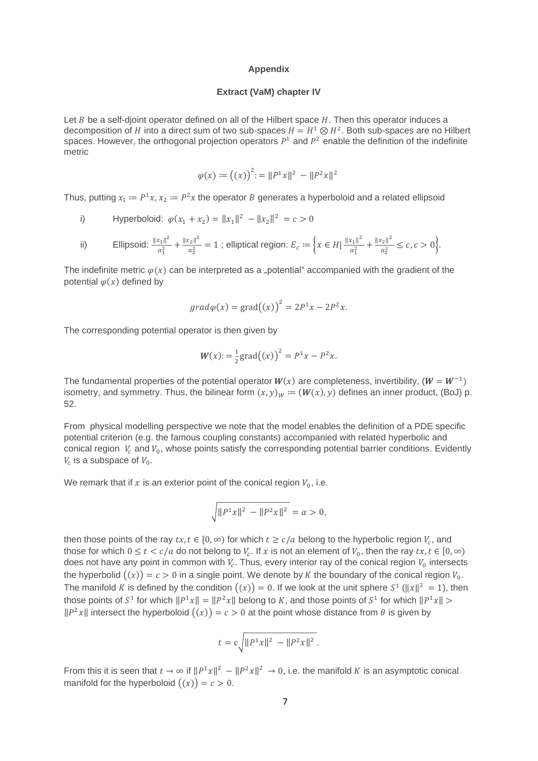**Appendix**

**Extract (VaM) chapter IV**

Let $B$ be a self-djoint operator defined on all of the Hilbert space $H$. Then this operator induces a decomposition of $H$ into a direct sum of two sub-spaces $H = H^1 \otimes H^2$. Both sub-spaces are no Hilbert spaces. However, the orthogonal projection operators $P^1$ and $P^2$ enable the definition of the indefinite metric

$$\varphi(x) := \big((x)\big)^2 := \|P^1 x\|^2 - \|P^2 x\|^2$$

Thus, putting $x_1 := P^1 x, x_2 := P^2 x$ the operator $B$ generates a hyperboloid and a related ellipsoid

i) Hyperboloid: $\varphi(x_1 + x_2) = \|x_1\|^2 - \|x_2\|^2 = c > 0$

ii) Ellipsoid: $\frac{\|x_1\|^2}{a_1^2} + \frac{\|x_2\|^2}{a_2^2} = 1$ ; elliptical region: $E_c := \left\{ x \in H \middle| \frac{\|x_1\|^2}{a_1^2} + \frac{\|x_2\|^2}{a_2^2} \le c, c > 0 \right\}$.

The indefinite metric $\varphi(x)$ can be interpreted as a „potential" accompanied with the gradient of the potential $\varphi(x)$ defined by

$$grad\varphi(x) = \text{grad}\big((x)\big)^2 = 2P^1 x - 2P^2 x.$$

The corresponding potential operator is then given by

$$\boldsymbol{W}(x) := \tfrac{1}{2}\text{grad}\big((x)\big)^2 = P^1 x - P^2 x.$$

The fundamental properties of the potential operator $\boldsymbol{W}(x)$ are completeness, invertibility, ($\boldsymbol{W} = \boldsymbol{W}^{-1}$) isometry, and symmetry. Thus, the bilinear form $(x, y)_W := (\boldsymbol{W}(x), y)$ defines an inner product, (BoJ) p. 52.

From physical modelling perspective we note that the model enables the definition of a PDE specific potential criterion (e.g. the famous coupling constants) accompanied with related hyperbolic and conical region $V_c$ and $V_0$, whose points satisfy the corresponding potential barrier conditions. Evidently $V_c$ is a subspace of $V_0$.

We remark that if $x$ is an exterior point of the conical region $V_0$, i.e.

$$\sqrt{\|P^1 x\|^2 - \|P^2 x\|^2} = \alpha > 0,$$

then those points of the ray $tx, t \in [0, \infty)$ for which $t \ge c/a$ belong to the hyperbolic region $V_c$, and those for which $0 \le t < c/a$ do not belong to $V_c$. If $x$ is not an element of $V_0$, then the ray $tx, t \in [0, \infty)$ does not have any point in common with $V_c$. Thus, every interior ray of the conical region $V_0$ intersects the hyperbolid $\big((x)\big) = c > 0$ in a single point. We denote by $K$ the boundary of the conical region $V_0$. The manifold $K$ is defined by the condition $\big((x)\big) = 0$. If we look at the unit sphere $S^1$ ($\|x\|^2 = 1$), then those points of $S^1$ for which $\|P^1 x\| = \|P^2 x\|$ belong to $K$, and those points of $S^1$ for which $\|P^1 x\| > \|P^2 x\|$ intersect the hyperboloid $\big((x)\big) = c > 0$ at the point whose distance from $\theta$ is given by

$$t = c\sqrt{\|P^1 x\|^2 - \|P^2 x\|^2}\,.$$

From this it is seen that $t \to \infty$ if $\|P^1 x\|^2 - \|P^2 x\|^2 \to 0$, i.e. the manifold $K$ is an asymptotic conical manifold for the hyperboloid $\big((x)\big) = c > 0$.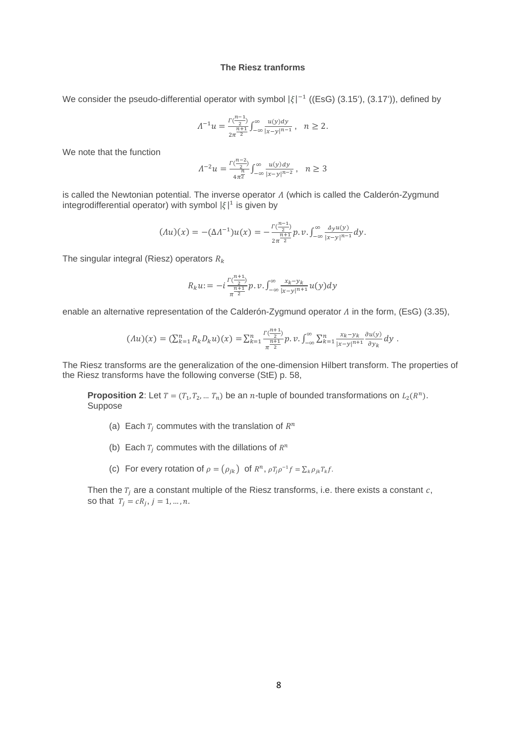### The Riesz tranforms

We consider the pseudo-differential operator with symbol $|\xi|^{-1}$ ((EsG) (3.15'), (3.17')), defined by

$$\Lambda^{-1}u = \frac{\Gamma(\frac{n-1}{2})}{2\pi^{\frac{n+1}{2}}}\int_{-\infty}^{\infty}\frac{u(y)dy}{|x-y|^{n-1}}\,,\quad n \geq 2.$$

We note that the function

$$\Lambda^{-2}u = \frac{\Gamma(\frac{n-2}{2})}{4\pi^{\frac{n}{2}}}\int_{-\infty}^{\infty}\frac{u(y)dy}{|x-y|^{n-2}}\,,\quad n \geq 3$$

is called the Newtonian potential. The inverse operator $\Lambda$ (which is called the Calderón-Zygmund integrodifferential operator) with symbol $|\xi|^{1}$ is given by

$$(\Lambda u)(x) = -(\Delta\Lambda^{-1})u(x) = -\frac{\Gamma(\frac{n-1}{2})}{2\pi^{\frac{n+1}{2}}}p.v.\int_{-\infty}^{\infty}\frac{\Delta_y u(y)}{|x-y|^{n-1}}dy.$$

The singular integral (Riesz) operators $R_k$

$$R_k u := -i\frac{\Gamma(\frac{n+1}{2})}{\pi^{\frac{n+1}{2}}}p.v.\int_{-\infty}^{\infty}\frac{x_k-y_k}{|x-y|^{n+1}}u(y)dy$$

enable an alternative representation of the Calderón-Zygmund operator $\Lambda$ in the form, (EsG) (3.35),

$$(\Lambda u)(x) = (\sum_{k=1}^{n}R_k D_k u)(x) = \sum_{k=1}^{n}\frac{\Gamma(\frac{n+1}{2})}{\pi^{\frac{n+1}{2}}}p.v.\int_{-\infty}^{\infty}\sum_{k=1}^{n}\frac{x_k-y_k}{|x-y|^{n+1}}\frac{\partial u(y)}{\partial y_k}dy\;.$$

The Riesz transforms are the generalization of the one-dimension Hilbert transform. The properties of the Riesz transforms have the following converse (StE) p. 58,

> **Proposition 2**: Let $T=(T_1,T_2,\ldots T_n)$ be an $n$-tuple of bounded transformations on $L_2(R^n)$. Suppose
>
> (a) Each $T_j$ commutes with the translation of $R^n$
>
> (b) Each $T_j$ commutes with the dillations of $R^n$
>
> (c) For every rotation of $\rho=(\rho_{jk})$ of $R^n$, $\rho T_j\rho^{-1}f=\sum_k \rho_{jk}T_k f$.
>
> Then the $T_j$ are a constant multiple of the Riesz transforms, i.e. there exists a constant $c$, so that $T_j = cR_j$, $j=1,\ldots,n$.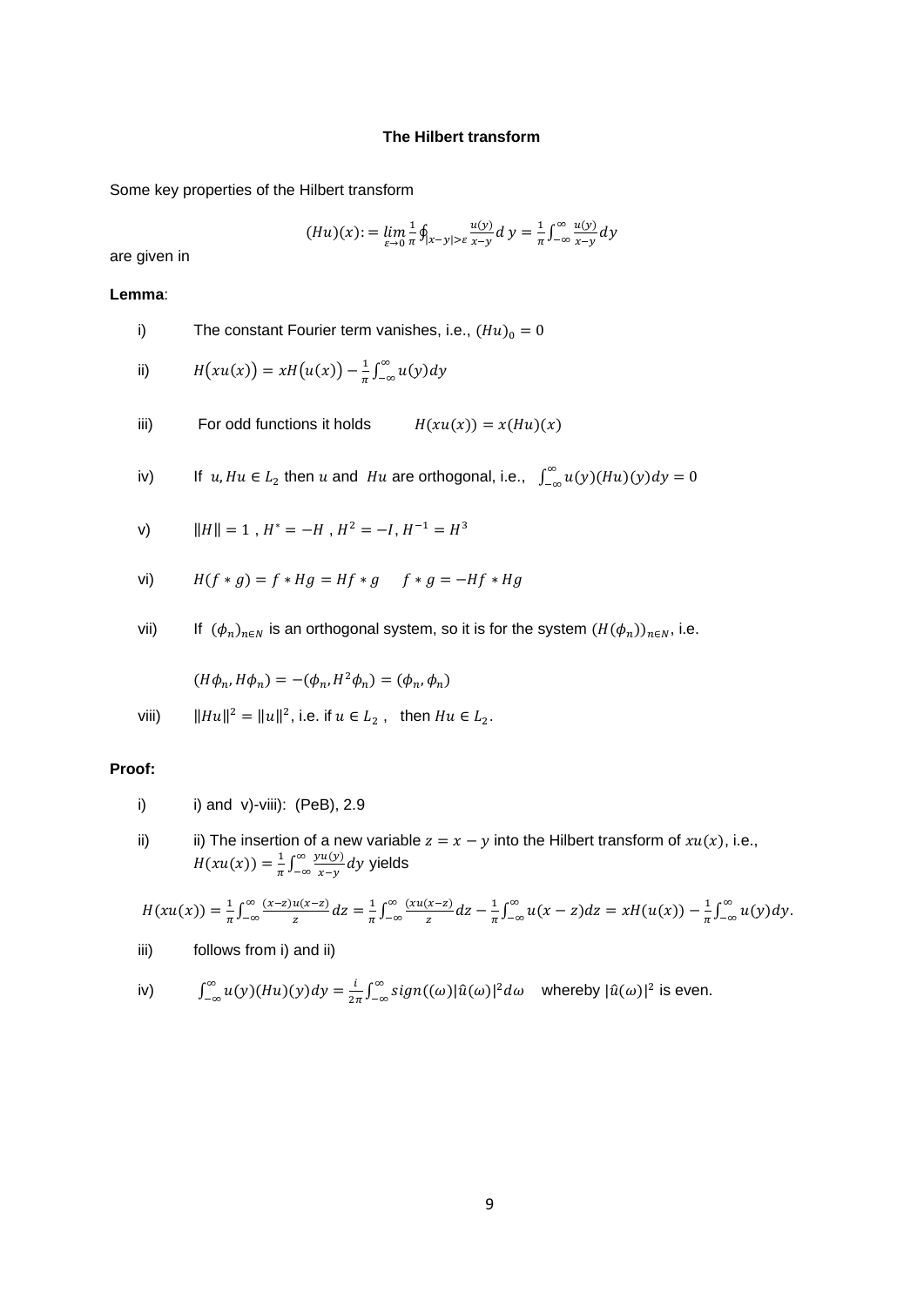### The Hilbert transform

Some key properties of the Hilbert transform

$$(Hu)(x) := \lim_{\varepsilon \to 0} \frac{1}{\pi} \oint_{|x-y|>\varepsilon} \frac{u(y)}{x-y} dy = \frac{1}{\pi} \int_{-\infty}^{\infty} \frac{u(y)}{x-y} dy$$

are given in

**Lemma**:

i) The constant Fourier term vanishes, i.e., $(Hu)_0 = 0$

ii) $H(xu(x)) = xH(u(x)) - \frac{1}{\pi} \int_{-\infty}^{\infty} u(y) dy$

iii) For odd functions it holds $H(xu(x)) = x(Hu)(x)$

iv) If $u, Hu \in L_2$ then $u$ and $Hu$ are orthogonal, i.e., $\int_{-\infty}^{\infty} u(y)(Hu)(y) dy = 0$

v) $\|H\| = 1$ , $H^* = -H$ , $H^2 = -I$, $H^{-1} = H^3$

vi) $H(f * g) = f * Hg = Hf * g \quad f * g = -Hf * Hg$

vii) If $(\phi_n)_{n \in N}$ is an orthogonal system, so it is for the system $(H(\phi_n))_{n \in N}$, i.e.

$$(H\phi_n, H\phi_n) = -(\phi_n, H^2 \phi_n) = (\phi_n, \phi_n)$$

viii) $\|Hu\|^2 = \|u\|^2$, i.e. if $u \in L_2$ , then $Hu \in L_2$.

**Proof:**

i) i) and v)-viii): (PeB), 2.9

ii) ii) The insertion of a new variable $z = x - y$ into the Hilbert transform of $xu(x)$, i.e., $H(xu(x)) = \frac{1}{\pi} \int_{-\infty}^{\infty} \frac{yu(y)}{x-y} dy$ yields

$$H(xu(x)) = \frac{1}{\pi} \int_{-\infty}^{\infty} \frac{(x-z)u(x-z)}{z} dz = \frac{1}{\pi} \int_{-\infty}^{\infty} \frac{(xu(x-z)}{z} dz - \frac{1}{\pi} \int_{-\infty}^{\infty} u(x-z) dz = xH(u(x)) - \frac{1}{\pi} \int_{-\infty}^{\infty} u(y) dy.$$

iii) follows from i) and ii)

iv) $\int_{-\infty}^{\infty} u(y)(Hu)(y) dy = \frac{i}{2\pi} \int_{-\infty}^{\infty} sign((\omega)|\hat{u}(\omega)|^2 d\omega$ whereby $|\hat{u}(\omega)|^2$ is even.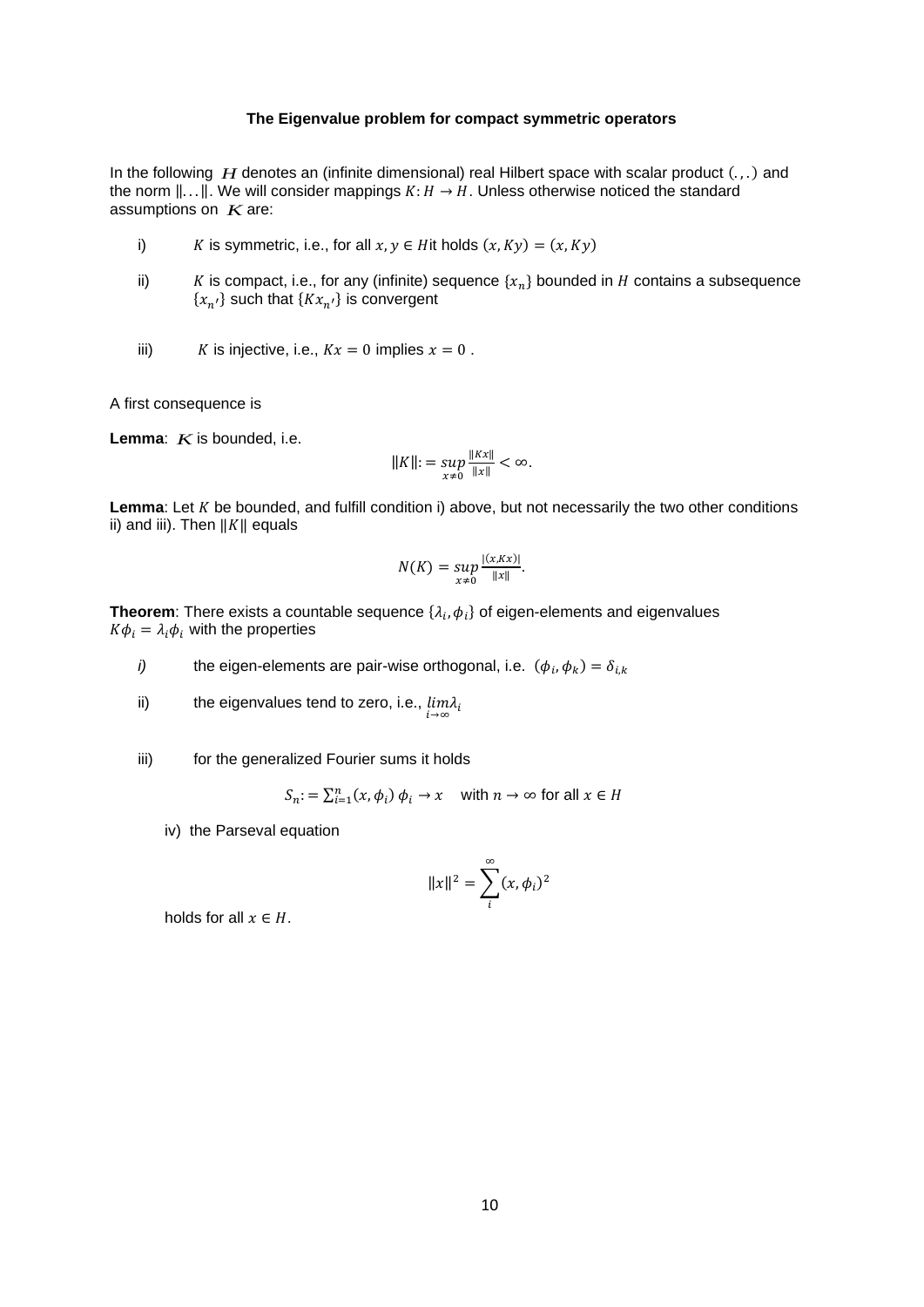### The Eigenvalue problem for compact symmetric operators

In the following $H$ denotes an (infinite dimensional) real Hilbert space with scalar product $(.,.)$ and the norm $\|...\|$. We will consider mappings $K: H \to H$. Unless otherwise noticed the standard assumptions on $K$ are:

i) $K$ is symmetric, i.e., for all $x, y \in H$it holds $(x, Ky) = (x, Ky)$

ii) $K$ is compact, i.e., for any (infinite) sequence $\{x_n\}$ bounded in $H$ contains a subsequence $\{x_{n'}\}$ such that $\{Kx_{n'}\}$ is convergent

iii) $K$ is injective, i.e., $Kx = 0$ implies $x = 0$ .

A first consequence is

**Lemma**: $K$ is bounded, i.e.

$$\|K\| := \sup_{x \neq 0} \frac{\|Kx\|}{\|x\|} < \infty.$$

**Lemma**: Let $K$ be bounded, and fulfill condition i) above, but not necessarily the two other conditions ii) and iii). Then $\|K\|$ equals

$$N(K) = \sup_{x \neq 0} \frac{|(x, Kx)|}{\|x\|}.$$

**Theorem**: There exists a countable sequence $\{\lambda_i, \phi_i\}$ of eigen-elements and eigenvalues $K\phi_i = \lambda_i \phi_i$ with the properties

*i)* the eigen-elements are pair-wise orthogonal, i.e. $(\phi_i, \phi_k) = \delta_{i,k}$

ii) the eigenvalues tend to zero, i.e., $\lim_{i \to \infty} \lambda_i$

iii) for the generalized Fourier sums it holds

$$S_n := \sum_{i=1}^{n} (x, \phi_i)\, \phi_i \to x \quad \text{with } n \to \infty \text{ for all } x \in H$$

iv) the Parseval equation

$$\|x\|^2 = \sum_{i}^{\infty} (x, \phi_i)^2$$

holds for all $x \in H$.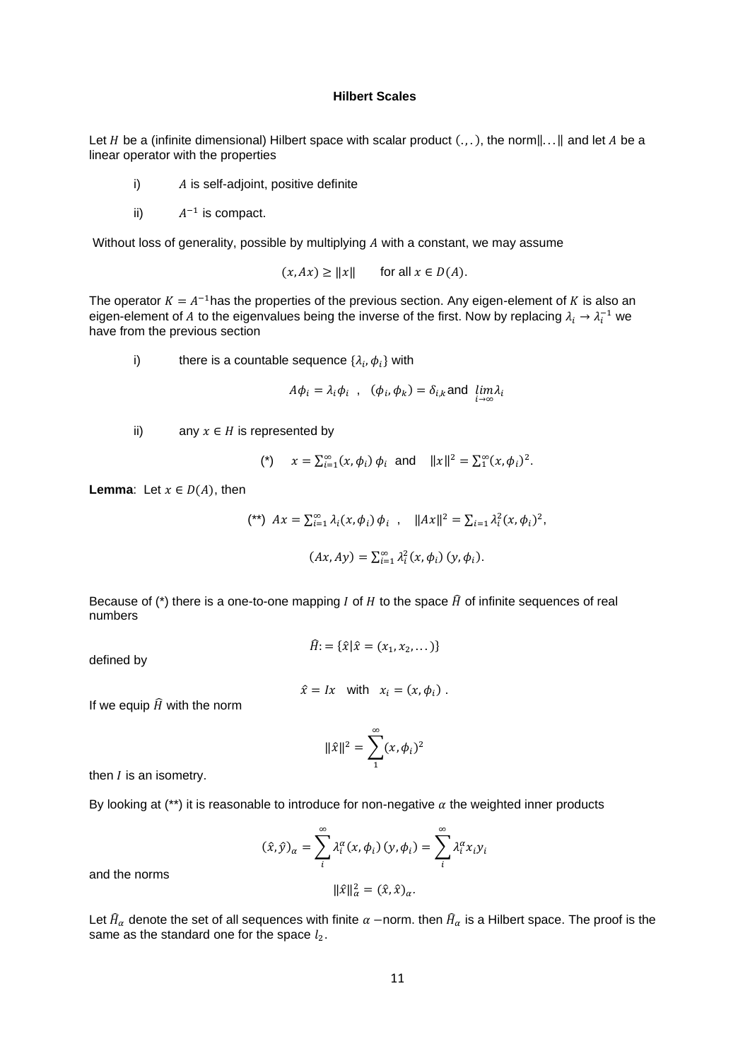## Hilbert Scales

Let $H$ be a (infinite dimensional) Hilbert space with scalar product $(.,.)$, the norm$\|...\|$ and let $A$ be a linear operator with the properties

i) $A$ is self-adjoint, positive definite

ii) $A^{-1}$ is compact.

Without loss of generality, possible by multiplying $A$ with a constant, we may assume

$$(x, Ax) \geq \|x\| \qquad \text{for all } x \in D(A).$$

The operator $K = A^{-1}$has the properties of the previous section. Any eigen-element of $K$ is also an eigen-element of $A$ to the eigenvalues being the inverse of the first. Now by replacing $\lambda_i \to \lambda_i^{-1}$ we have from the previous section

i) there is a countable sequence $\{\lambda_i, \phi_i\}$ with

$$A\phi_i = \lambda_i\phi_i \;\;,\;\; (\phi_i, \phi_k) = \delta_{i,k} \text{ and } \lim_{i\to\infty}\lambda_i$$

ii) any $x \in H$ is represented by

$$(*) \quad x = \sum_{i=1}^{\infty}(x, \phi_i)\,\phi_i \;\text{ and }\; \|x\|^2 = \sum_1^{\infty}(x, \phi_i)^2.$$

**Lemma**: Let $x \in D(A)$, then

$$(**) \;\; Ax = \sum_{i=1}^{\infty}\lambda_i(x, \phi_i)\,\phi_i \;\;,\;\; \|Ax\|^2 = \sum_{i=1}\lambda_i^2(x, \phi_i)^2,$$

$$(Ax, Ay) = \sum_{i=1}^{\infty}\lambda_i^2(x, \phi_i)\,(y, \phi_i).$$

Because of (*) there is a one-to-one mapping $I$ of $H$ to the space $\widehat{H}$ of infinite sequences of real numbers

$$\widehat{H} := \{\hat{x}|\hat{x} = (x_1, x_2, \dots)\}$$

defined by

$$\hat{x} = Ix \quad \text{with} \quad x_i = (x, \phi_i)\;.$$

If we equip $\widehat{H}$ with the norm

$$\|\hat{x}\|^2 = \sum_1^{\infty}(x, \phi_i)^2$$

then $I$ is an isometry.

By looking at (**) it is reasonable to introduce for non-negative $\alpha$ the weighted inner products

$$(\hat{x}, \hat{y})_\alpha = \sum_i^{\infty}\lambda_i^\alpha(x, \phi_i)\,(y, \phi_i) = \sum_i^{\infty}\lambda_i^\alpha x_i y_i$$

and the norms

$$\|\hat{x}\|_\alpha^2 = (\hat{x}, \hat{x})_\alpha.$$

Let $\widehat{H}_\alpha$ denote the set of all sequences with finite $\alpha$ $-$norm. then $\widehat{H}_\alpha$ is a Hilbert space. The proof is the same as the standard one for the space $l_2$.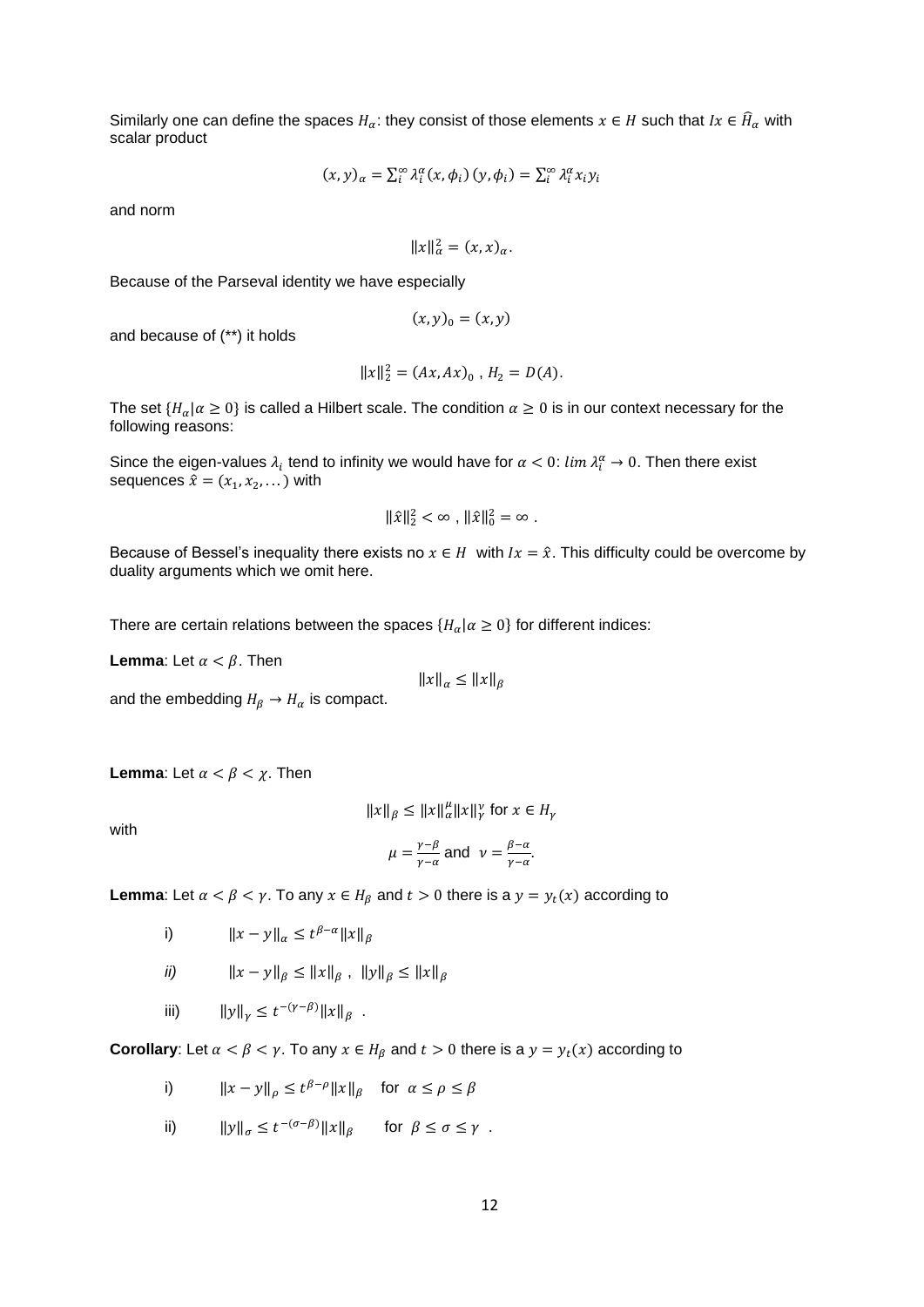Similarly one can define the spaces $H_\alpha$: they consist of those elements $x \in H$ such that $Ix \in \widehat{H}_\alpha$ with scalar product

$$(x,y)_\alpha = \sum_i^\infty \lambda_i^\alpha (x,\phi_i)(y,\phi_i) = \sum_i^\infty \lambda_i^\alpha x_i y_i$$

and norm

$$\|x\|_\alpha^2 = (x,x)_\alpha .$$

Because of the Parseval identity we have especially

$$(x,y)_0 = (x,y)$$

and because of (**) it holds

$$\|x\|_2^2 = (Ax,Ax)_0 \;,\; H_2 = D(A).$$

The set $\{H_\alpha | \alpha \geq 0\}$ is called a Hilbert scale. The condition $\alpha \geq 0$ is in our context necessary for the following reasons:

Since the eigen-values $\lambda_i$ tend to infinity we would have for $\alpha < 0$: $\lim \lambda_i^\alpha \to 0$. Then there exist sequences $\hat{x} = (x_1, x_2, \dots)$ with

$$\|\hat{x}\|_2^2 < \infty \;,\; \|\hat{x}\|_0^2 = \infty \;.$$

Because of Bessel's inequality there exists no $x \in H$ with $Ix = \hat{x}$. This difficulty could be overcome by duality arguments which we omit here.

There are certain relations between the spaces $\{H_\alpha | \alpha \geq 0\}$ for different indices:

**Lemma**: Let $\alpha < \beta$. Then

$$\|x\|_\alpha \leq \|x\|_\beta$$

and the embedding $H_\beta \to H_\alpha$ is compact.

**Lemma**: Let $\alpha < \beta < \chi$. Then

$$\|x\|_\beta \leq \|x\|_\alpha^\mu \|x\|_\gamma^\nu \text{ for } x \in H_\gamma$$

with

$$\mu = \frac{\gamma - \beta}{\gamma - \alpha} \text{ and } \nu = \frac{\beta - \alpha}{\gamma - \alpha}.$$

**Lemma**: Let $\alpha < \beta < \gamma$. To any $x \in H_\beta$ and $t > 0$ there is a $y = y_t(x)$ according to

i) $\|x - y\|_\alpha \leq t^{\beta - \alpha} \|x\|_\beta$

*ii)* $\|x - y\|_\beta \leq \|x\|_\beta \;,\; \|y\|_\beta \leq \|x\|_\beta$

iii) $\|y\|_\gamma \leq t^{-(\gamma - \beta)} \|x\|_\beta$ .

**Corollary**: Let $\alpha < \beta < \gamma$. To any $x \in H_\beta$ and $t > 0$ there is a $y = y_t(x)$ according to

i) $\|x - y\|_\rho \leq t^{\beta - \rho} \|x\|_\beta$ for $\alpha \leq \rho \leq \beta$

ii) $\|y\|_\sigma \leq t^{-(\sigma - \beta)} \|x\|_\beta$ for $\beta \leq \sigma \leq \gamma$ .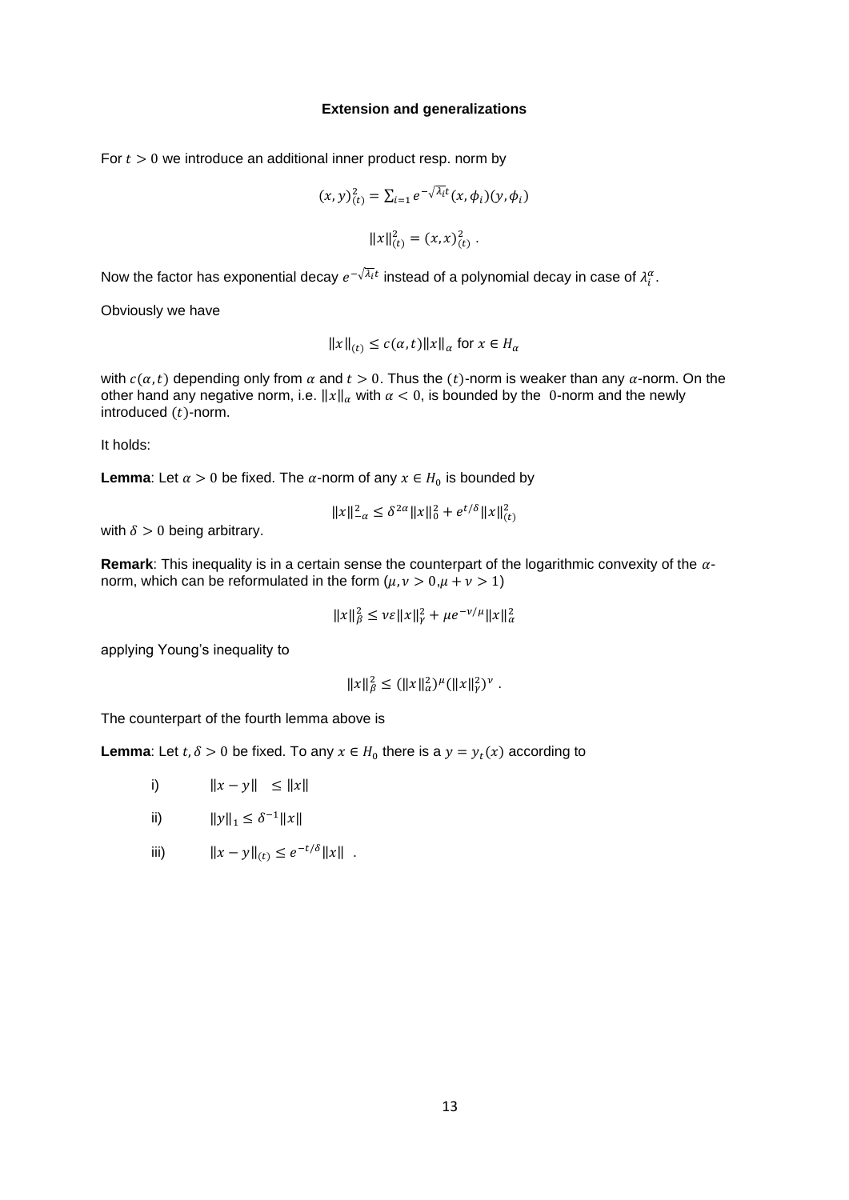**Extension and generalizations**

For $t > 0$ we introduce an additional inner product resp. norm by

$$(x, y)_{(t)}^2 = \sum_{i=1} e^{-\sqrt{\lambda_i}t}(x, \phi_i)(y, \phi_i)$$

$$\|x\|_{(t)}^2 = (x, x)_{(t)}^2 \ .$$

Now the factor has exponential decay $e^{-\sqrt{\lambda_i}t}$ instead of a polynomial decay in case of $\lambda_i^\alpha$.

Obviously we have

$$\|x\|_{(t)} \leq c(\alpha, t)\|x\|_\alpha \text{ for } x \in H_\alpha$$

with $c(\alpha, t)$ depending only from $\alpha$ and $t > 0$. Thus the $(t)$-norm is weaker than any $\alpha$-norm. On the other hand any negative norm, i.e. $\|x\|_\alpha$ with $\alpha < 0$, is bounded by the 0-norm and the newly introduced $(t)$-norm.

It holds:

**Lemma**: Let $\alpha > 0$ be fixed. The $\alpha$-norm of any $x \in H_0$ is bounded by

$$\|x\|_{-\alpha}^2 \leq \delta^{2\alpha}\|x\|_0^2 + e^{t/\delta}\|x\|_{(t)}^2$$

with $\delta > 0$ being arbitrary.

**Remark**: This inequality is in a certain sense the counterpart of the logarithmic convexity of the $\alpha$-norm, which can be reformulated in the form ($\mu, \nu > 0, \mu + \nu > 1$)

$$\|x\|_\beta^2 \leq \nu\varepsilon\|x\|_\gamma^2 + \mu e^{-\nu/\mu}\|x\|_\alpha^2$$

applying Young's inequality to

$$\|x\|_\beta^2 \leq (\|x\|_\alpha^2)^\mu(\|x\|_\gamma^2)^\nu \ .$$

The counterpart of the fourth lemma above is

**Lemma**: Let $t, \delta > 0$ be fixed. To any $x \in H_0$ there is a $y = y_t(x)$ according to

i) $\|x - y\| \leq \|x\|$

ii) $\|y\|_1 \leq \delta^{-1}\|x\|$

iii) $\|x - y\|_{(t)} \leq e^{-t/\delta}\|x\|$ .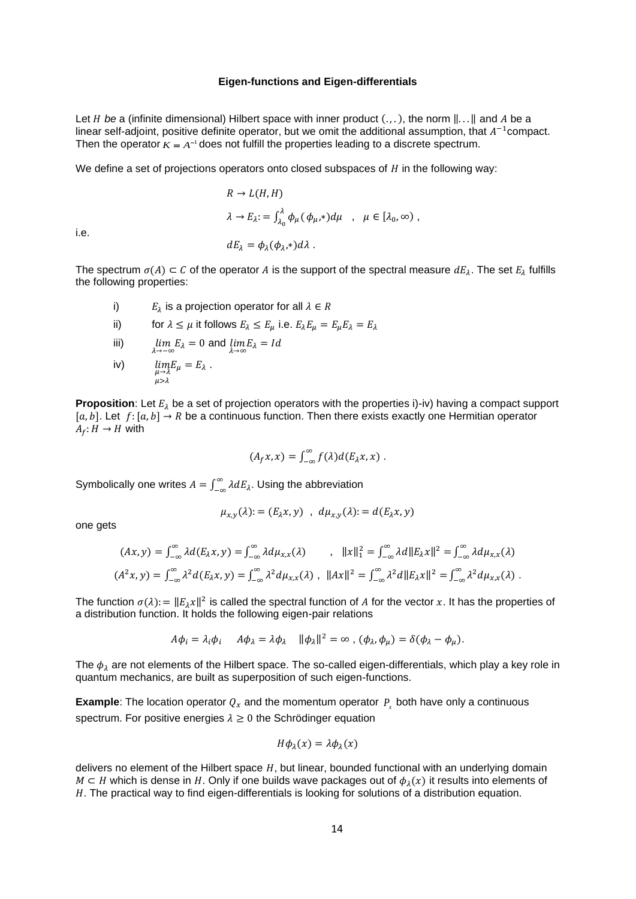**Eigen-functions and Eigen-differentials**

Let $H$ *be* a (infinite dimensional) Hilbert space with inner product $(.,.)$, the norm $\|...\|$ and $A$ be a linear self-adjoint, positive definite operator, but we omit the additional assumption, that $A^{-1}$compact. Then the operator $K = A^{-1}$ does not fulfill the properties leading to a discrete spectrum.

We define a set of projections operators onto closed subspaces of $H$ in the following way:

$$R \to L(H, H)$$

$$\lambda \to E_\lambda := \int_{\lambda_0}^{\lambda} \phi_\mu(\phi_\mu, *) d\mu \quad , \quad \mu \in [\lambda_0, \infty) \; ,$$

i.e.

$$dE_\lambda = \phi_\lambda(\phi_\lambda, *) d\lambda \; .$$

The spectrum $\sigma(A) \subset C$ of the operator $A$ is the support of the spectral measure $dE_\lambda$. The set $E_\lambda$ fulfills the following properties:

i) $E_\lambda$ is a projection operator for all $\lambda \in R$

ii) for $\lambda \le \mu$ it follows $E_\lambda \le E_\mu$ i.e. $E_\lambda E_\mu = E_\mu E_\lambda = E_\lambda$

iii) $\lim_{\lambda \to -\infty} E_\lambda = 0$ and $\lim_{\lambda \to \infty} E_\lambda = Id$

iv) $\lim_{\substack{\mu \to \lambda \\ \mu > \lambda}} E_\mu = E_\lambda$ .

**Proposition**: Let $E_\lambda$ be a set of projection operators with the properties i)-iv) having a compact support $[a, b]$. Let $f: [a, b] \to R$ be a continuous function. Then there exists exactly one Hermitian operator $A_f: H \to H$ with

$$(A_f x, x) = \int_{-\infty}^{\infty} f(\lambda) d(E_\lambda x, x) \; .$$

Symbolically one writes $A = \int_{-\infty}^{\infty} \lambda dE_\lambda$. Using the abbreviation

$$\mu_{x,y}(\lambda) := (E_\lambda x, y) \quad , \quad d\mu_{x,y}(\lambda) := d(E_\lambda x, y)$$

one gets

$$(Ax, y) = \int_{-\infty}^{\infty} \lambda d(E_\lambda x, y) = \int_{-\infty}^{\infty} \lambda d\mu_{x,x}(\lambda) \qquad , \quad \|x\|_1^2 = \int_{-\infty}^{\infty} \lambda d\|E_\lambda x\|^2 = \int_{-\infty}^{\infty} \lambda d\mu_{x,x}(\lambda)$$

$$(A^2 x, y) = \int_{-\infty}^{\infty} \lambda^2 d(E_\lambda x, y) = \int_{-\infty}^{\infty} \lambda^2 d\mu_{x,x}(\lambda) \; , \; \|Ax\|^2 = \int_{-\infty}^{\infty} \lambda^2 d\|E_\lambda x\|^2 = \int_{-\infty}^{\infty} \lambda^2 d\mu_{x,x}(\lambda) \; .$$

The function $\sigma(\lambda) := \|E_\lambda x\|^2$ is called the spectral function of $A$ for the vector $x$. It has the properties of a distribution function. It holds the following eigen-pair relations

$$A\phi_i = \lambda_i \phi_i \quad A\phi_\lambda = \lambda \phi_\lambda \quad \|\phi_\lambda\|^2 = \infty \; , (\phi_\lambda, \phi_\mu) = \delta(\phi_\lambda - \phi_\mu).$$

The $\phi_\lambda$ are not elements of the Hilbert space. The so-called eigen-differentials, which play a key role in quantum mechanics, are built as superposition of such eigen-functions.

**Example**: The location operator $Q_x$ and the momentum operator $P_x$ both have only a continuous spectrum. For positive energies $\lambda \ge 0$ the Schrödinger equation

$$H\phi_\lambda(x) = \lambda \phi_\lambda(x)$$

delivers no element of the Hilbert space $H$, but linear, bounded functional with an underlying domain $M \subset H$ which is dense in $H$. Only if one builds wave packages out of $\phi_\lambda(x)$ it results into elements of $H$. The practical way to find eigen-differentials is looking for solutions of a distribution equation.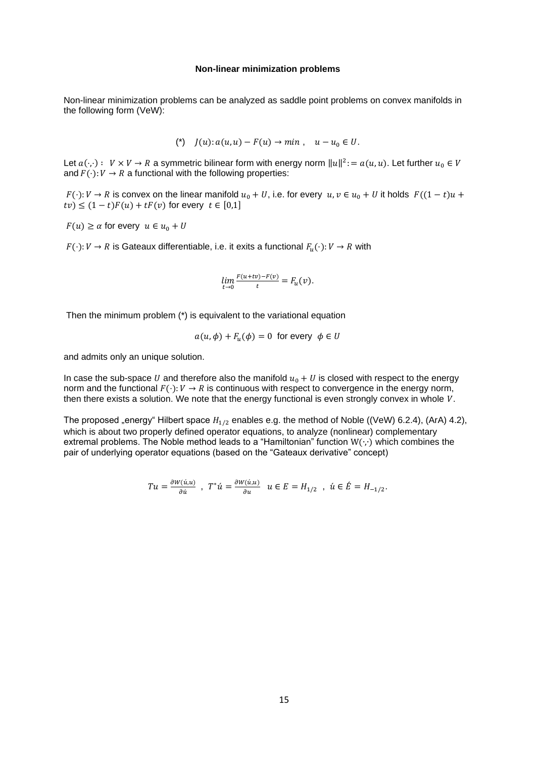**Non-linear minimization problems**

Non-linear minimization problems can be analyzed as saddle point problems on convex manifolds in the following form (VeW):

$$(*) \quad J(u){:}\, a(u,u) - F(u) \to min \;, \quad u - u_0 \in U.$$

Let $a(\cdot,\cdot):\; V \times V \to R$ a symmetric bilinear form with energy norm $\|u\|^2 := a(u,u)$. Let further $u_0 \in V$ and $F(\cdot): V \to R$ a functional with the following properties:

$F(\cdot): V \to R$ is convex on the linear manifold $u_0 + U$, i.e. for every $u, v \in u_0 + U$ it holds $F((1-t)u + tv) \leq (1-t)F(u) + tF(v)$ for every $t \in [0,1]$

$F(u) \geq \alpha$ for every $u \in u_0 + U$

$F(\cdot): V \to R$ is Gateaux differentiable, i.e. it exits a functional $F_u(\cdot): V \to R$ with

$$\lim_{t \to 0} \frac{F(u+tv) - F(v)}{t} = F_u(v).$$

Then the minimum problem (*) is equivalent to the variational equation

$$a(u,\phi) + F_u(\phi) = 0 \;\text{ for every }\; \phi \in U$$

and admits only an unique solution.

In case the sub-space $U$ and therefore also the manifold $u_0 + U$ is closed with respect to the energy norm and the functional $F(\cdot): V \to R$ is continuous with respect to convergence in the energy norm, then there exists a solution. We note that the energy functional is even strongly convex in whole $V$.

The proposed „energy" Hilbert space $H_{1/2}$ enables e.g. the method of Noble ((VeW) 6.2.4), (ArA) 4.2), which is about two properly defined operator equations, to analyze (nonlinear) complementary extremal problems. The Noble method leads to a "Hamiltonian" function $W(\cdot,\cdot)$ which combines the pair of underlying operator equations (based on the "Gateaux derivative" concept)

$$Tu = \frac{\partial W(\acute{u},u)}{\partial \acute{u}} \;\;,\;\; T^*\acute{u} = \frac{\partial W(\acute{u},u)}{\partial u} \quad u \in E = H_{1/2} \;\;,\;\; \acute{u} \in \acute{E} = H_{-1/2}.$$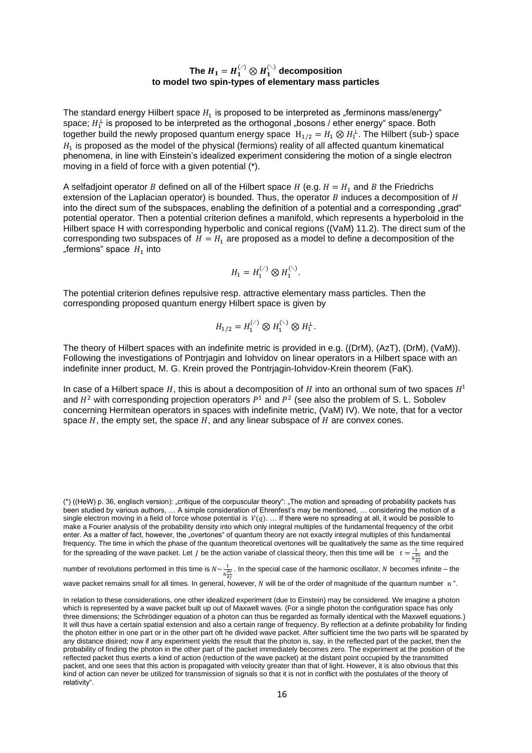## The $H_1 = H_1^{(\cdot\cdot)} \otimes H_1^{(\cdot\cdot)}$ decomposition to model two spin-types of elementary mass particles

The standard energy Hilbert space $H_1$ is proposed to be interpreted as „ferminons mass/energy" space; $H_1^{\perp}$ is proposed to be interpreted as the orthogonal „bosons / ether energy" space. Both together build the newly proposed quantum energy space $H_{1/2} = H_1 \otimes H_1^{\perp}$. The Hilbert (sub-) space $H_1$ is proposed as the model of the physical (fermions) reality of all affected quantum kinematical phenomena, in line with Einstein's idealized experiment considering the motion of a single electron moving in a field of force with a given potential (*).

A selfadjoint operator $B$ defined on all of the Hilbert space $H$ (e.g. $H = H_1$ and $B$ the Friedrichs extension of the Laplacian operator) is bounded. Thus, the operator $B$ induces a decomposition of $H$ into the direct sum of the subspaces, enabling the definition of a potential and a corresponding „grad" potential operator. Then a potential criterion defines a manifold, which represents a hyperboloid in the Hilbert space H with corresponding hyperbolic and conical regions ((VaM) 11.2). The direct sum of the corresponding two subspaces of $H = H_1$ are proposed as a model to define a decomposition of the „fermions" space $H_1$ into

$$H_1 = H_1^{(\cdot\cdot)} \otimes H_1^{(\cdot\cdot)}.$$

The potential criterion defines repulsive resp. attractive elementary mass particles. Then the corresponding proposed quantum energy Hilbert space is given by

$$H_{1/2} = H_1^{(\cdot\cdot)} \otimes H_1^{(\cdot\cdot)} \otimes H_1^{\perp}.$$

The theory of Hilbert spaces with an indefinite metric is provided in e.g. ((DrM), (AzT), (DrM), (VaM)). Following the investigations of Pontrjagin and Iohvidov on linear operators in a Hilbert space with an indefinite inner product, M. G. Krein proved the Pontrjagin-Iohvidov-Krein theorem (FaK).

In case of a Hilbert space $H$, this is about a decomposition of $H$ into an orthonal sum of two spaces $H^1$ and $H^2$ with corresponding projection operators $P^1$ and $P^2$ (see also the problem of S. L. Sobolev concerning Hermitean operators in spaces with indefinite metric, (VaM) IV). We note, that for a vector space $H$, the empty set, the space $H$, and any linear subspace of $H$ are convex cones.

(*) ((HeW) p. 36, englisch version): „critique of the corpuscular theory": „The motion and spreading of probability packets has been studied by various authors, … A simple consideration of Ehrenfest's may be mentioned, … considering the motion of a single electron moving in a field of force whose potential is $V(q)$. … If there were no spreading at all, it would be possible to make a Fourier analysis of the probability density into which only integral multiples of the fundamental frequency of the orbit enter. As a matter of fact, however, the „overtones" of quantum theory are not exactly integral multiples of this fundamental frequency. The time in which the phase of the quantum theoretical overtones will be qualitatively the same as the time required for the spreading of the wave packet. Let $J$ be the action variabe of classical theory, then this time will be $t = \frac{1}{h\frac{\partial v}{\partial J}}$ and the number of revolutions performed in this time is $N \sim \frac{1}{h\frac{\partial v}{\partial J}}$. In the special case of the harmonic oscillator, $N$ becomes infinite – the wave packet remains small for all times. In general, however, $N$ will be of the order of magnitude of the quantum number $n$ ".

In relation to these considerations, one other idealized experiment (due to Einstein) may be considered. We imagine a photon which is represented by a wave packet built up out of Maxwell waves. (For a single photon the configuration space has only three dimensions; the Schrödinger equation of a photon can thus be regarded as formally identical with the Maxwell equations.) It will thus have a certain spatial extension and also a certain range of frequency. By reflection at a definite probability for finding the photon either in one part or in the other part oft he divided wave packet. After sufficient time the two parts will be sparated by any distance disired; now if any experiment yields the result that the photon is, say, in the reflected part of the packet, then the probability of finding the photon in the other part of the packet immediately becomes zero. The experiment at the position of the reflected packet thus exerts a kind of action (reduction of the wave packet) at the distant point occupied by the transmitted packet, and one sees that this action is propagated with velocity greater than that of light. However, it is also obvious that this kind of action can never be utilized for transmission of signals so that it is not in conflict with the postulates of the theory of relativity".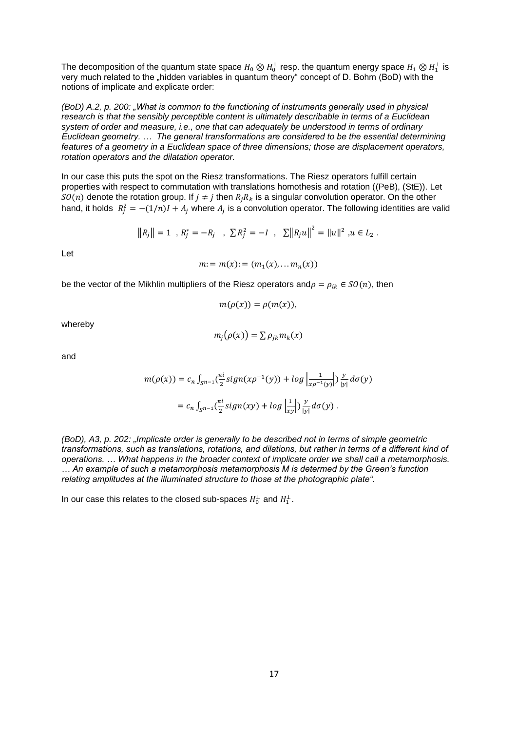The decomposition of the quantum state space $H_0 \otimes H_0^{\perp}$ resp. the quantum energy space $H_1 \otimes H_1^{\perp}$ is very much related to the „hidden variables in quantum theory" concept of D. Bohm (BoD) with the notions of implicate and explicate order:

*(BoD) A.2, p. 200: „What is common to the functioning of instruments generally used in physical research is that the sensibly perceptible content is ultimately describable in terms of a Euclidean system of order and measure, i.e., one that can adequately be understood in terms of ordinary Euclidean geometry. … The general transformations are considered to be the essential determining features of a geometry in a Euclidean space of three dimensions; those are displacement operators, rotation operators and the dilatation operator.*

In our case this puts the spot on the Riesz transformations. The Riesz operators fulfill certain properties with respect to commutation with translations homothesis and rotation ((PeB), (StE)). Let $SO(n)$ denote the rotation group. If $j \neq j$ then $R_j R_k$ is a singular convolution operator. On the other hand, it holds $R_j^2 = -(1/n)I + A_j$ where $A_j$ is a convolution operator. The following identities are valid

$$\|R_j\| = 1 \;\;,\; R_j^* = -R_j \;\;,\; \sum R_j^2 = -I \;\;,\;\; \sum \|R_j u\|^2 = \|u\|^2 \;, u \in L_2 \;.$$

Let

$$m := m(x) := (m_1(x), \ldots m_n(x))$$

be the vector of the Mikhlin multipliers of the Riesz operators and $\rho = \rho_{ik} \in SO(n)$, then

$$m(\rho(x)) = \rho(m(x)),$$

whereby

$$m_j\big(\rho(x)\big) = \sum \rho_{jk} m_k(x)$$

and

$$m(\rho(x)) = c_n \int_{S^{n-1}} \Big(\frac{\pi i}{2} sign(x\rho^{-1}(y)) + log\left|\frac{1}{x\rho^{-1}(y)}\right|\Big) \frac{y}{|y|} d\sigma(y)$$

$$= c_n \int_{S^{n-1}} \Big(\frac{\pi i}{2} sign(xy) + log\left|\frac{1}{xy}\right|\Big) \frac{y}{|y|} d\sigma(y) \;.$$

*(BoD), A3, p. 202: „Implicate order is generally to be described not in terms of simple geometric transformations, such as translations, rotations, and dilations, but rather in terms of a different kind of operations. … What happens in the broader context of implicate order we shall call a metamorphosis. … An example of such a metamorphosis metamorphosis M is determed by the Green's function relating amplitudes at the illuminated structure to those at the photographic plate".*

In our case this relates to the closed sub-spaces $H_0^{\perp}$ and $H_1^{\perp}$.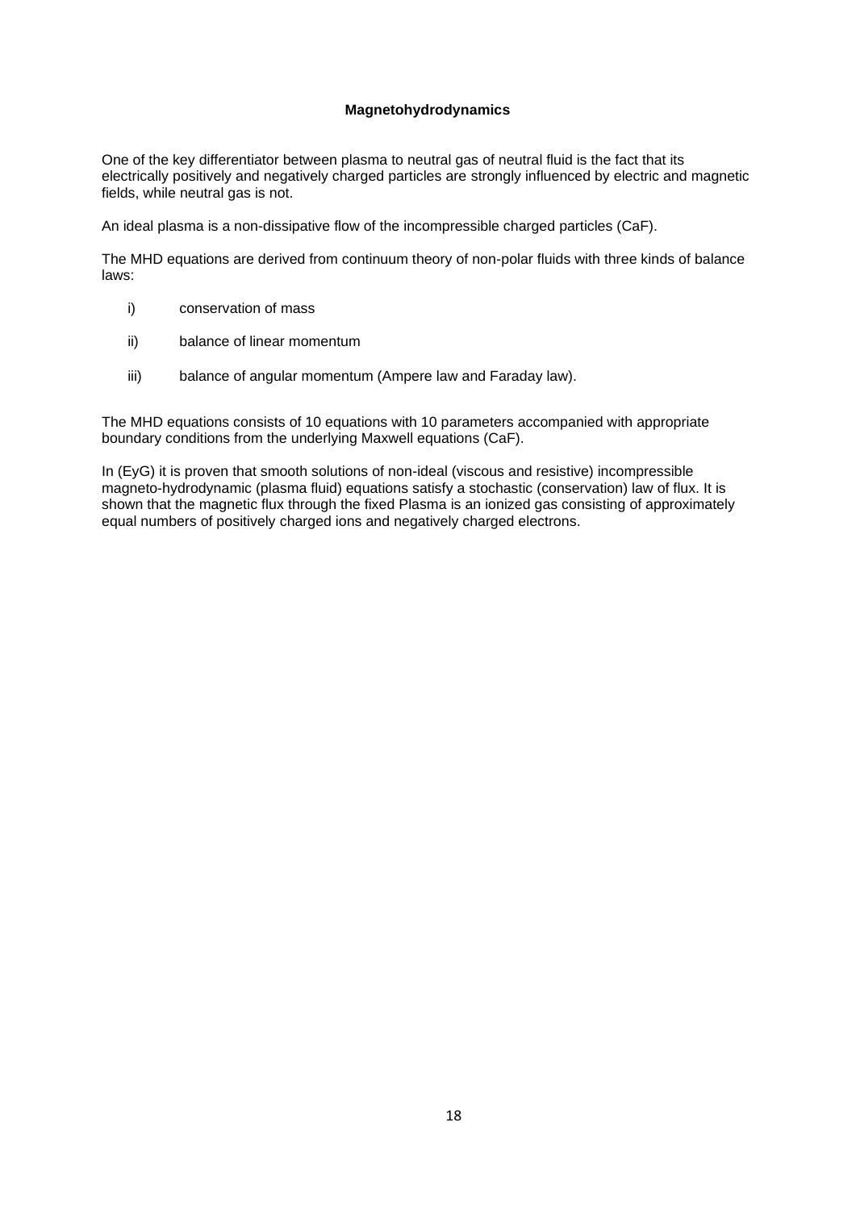# Magnetohydrodynamics

One of the key differentiator between plasma to neutral gas of neutral fluid is the fact that its electrically positively and negatively charged particles are strongly influenced by electric and magnetic fields, while neutral gas is not.

An ideal plasma is a non-dissipative flow of the incompressible charged particles (CaF).

The MHD equations are derived from continuum theory of non-polar fluids with three kinds of balance laws:

i) conservation of mass

ii) balance of linear momentum

iii) balance of angular momentum (Ampere law and Faraday law).

The MHD equations consists of 10 equations with 10 parameters accompanied with appropriate boundary conditions from the underlying Maxwell equations (CaF).

In (EyG) it is proven that smooth solutions of non-ideal (viscous and resistive) incompressible magneto-hydrodynamic (plasma fluid) equations satisfy a stochastic (conservation) law of flux. It is shown that the magnetic flux through the fixed Plasma is an ionized gas consisting of approximately equal numbers of positively charged ions and negatively charged electrons.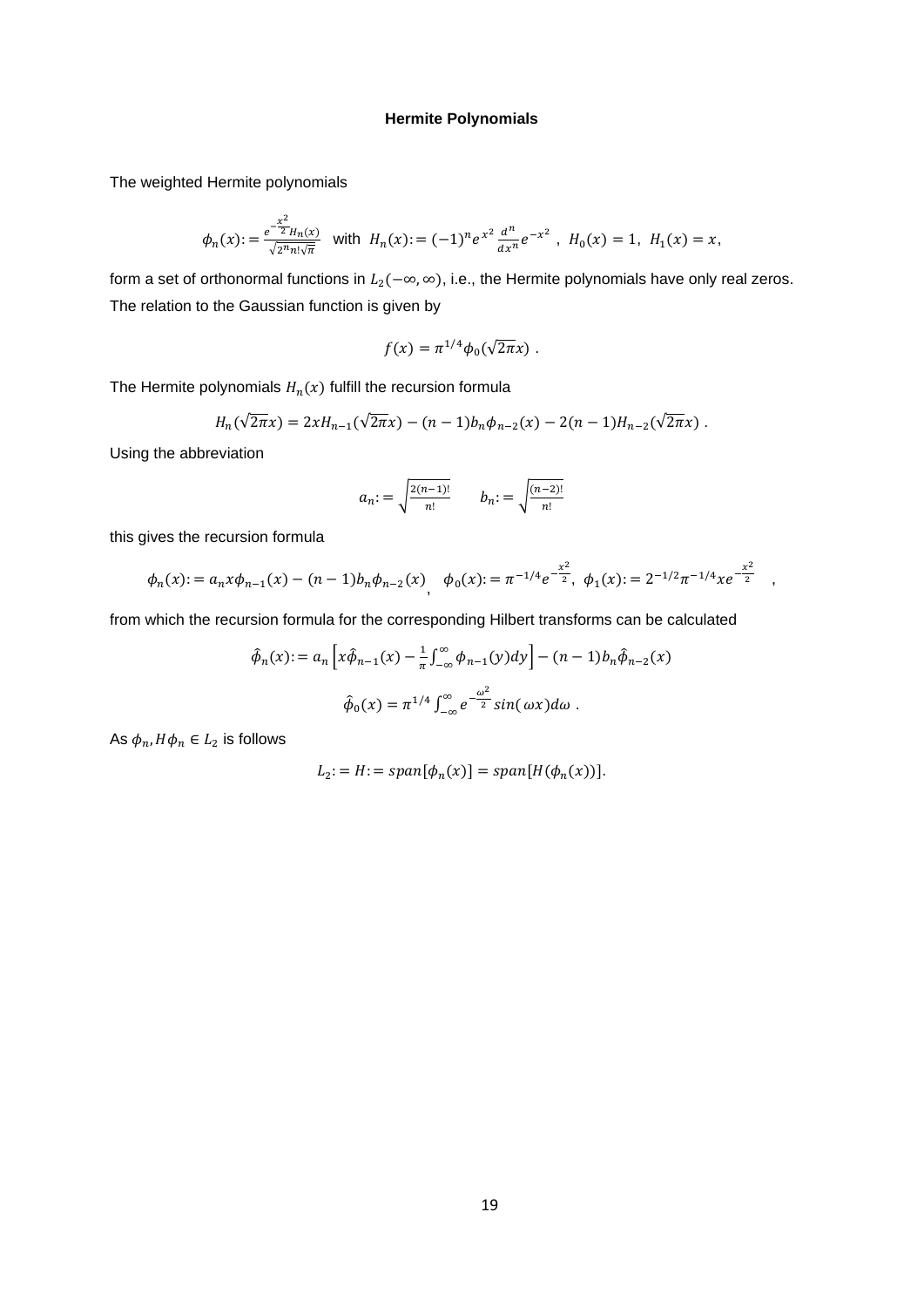**Hermite Polynomials**

The weighted Hermite polynomials

$$\phi_n(x) := \frac{e^{-\frac{x^2}{2}} H_n(x)}{\sqrt{2^n n! \sqrt{\pi}}} \quad \text{with} \quad H_n(x) := (-1)^n e^{x^2} \frac{d^n}{dx^n} e^{-x^2} \ , \ H_0(x) = 1, \ H_1(x) = x,$$

form a set of orthonormal functions in $L_2(-\infty, \infty)$, i.e., the Hermite polynomials have only real zeros. The relation to the Gaussian function is given by

$$f(x) = \pi^{1/4} \phi_0(\sqrt{2\pi} x) \ .$$

The Hermite polynomials $H_n(x)$ fulfill the recursion formula

$$H_n(\sqrt{2\pi} x) = 2x H_{n-1}(\sqrt{2\pi} x) - (n-1) b_n \phi_{n-2}(x) - 2(n-1) H_{n-2}(\sqrt{2\pi} x) \ .$$

Using the abbreviation

$$a_n := \sqrt{\frac{2(n-1)!}{n!}} \qquad b_n := \sqrt{\frac{(n-2)!}{n!}}$$

this gives the recursion formula

$$\phi_n(x) := a_n x \phi_{n-1}(x) - (n-1) b_n \phi_{n-2}(x) \ , \quad \phi_0(x) := \pi^{-1/4} e^{-\frac{x^2}{2}}, \ \phi_1(x) := 2^{-1/2} \pi^{-1/4} x e^{-\frac{x^2}{2}} \quad ,$$

from which the recursion formula for the corresponding Hilbert transforms can be calculated

$$\hat{\phi}_n(x) := a_n \left[ x \hat{\phi}_{n-1}(x) - \frac{1}{\pi} \int_{-\infty}^{\infty} \phi_{n-1}(y) dy \right] - (n-1) b_n \hat{\phi}_{n-2}(x)$$

$$\hat{\phi}_0(x) = \pi^{1/4} \int_{-\infty}^{\infty} e^{-\frac{\omega^2}{2}} \sin(\omega x) d\omega \ .$$

As $\phi_n, H\phi_n \in L_2$ is follows

$$L_2 := H := span[\phi_n(x)] = span[H(\phi_n(x))].$$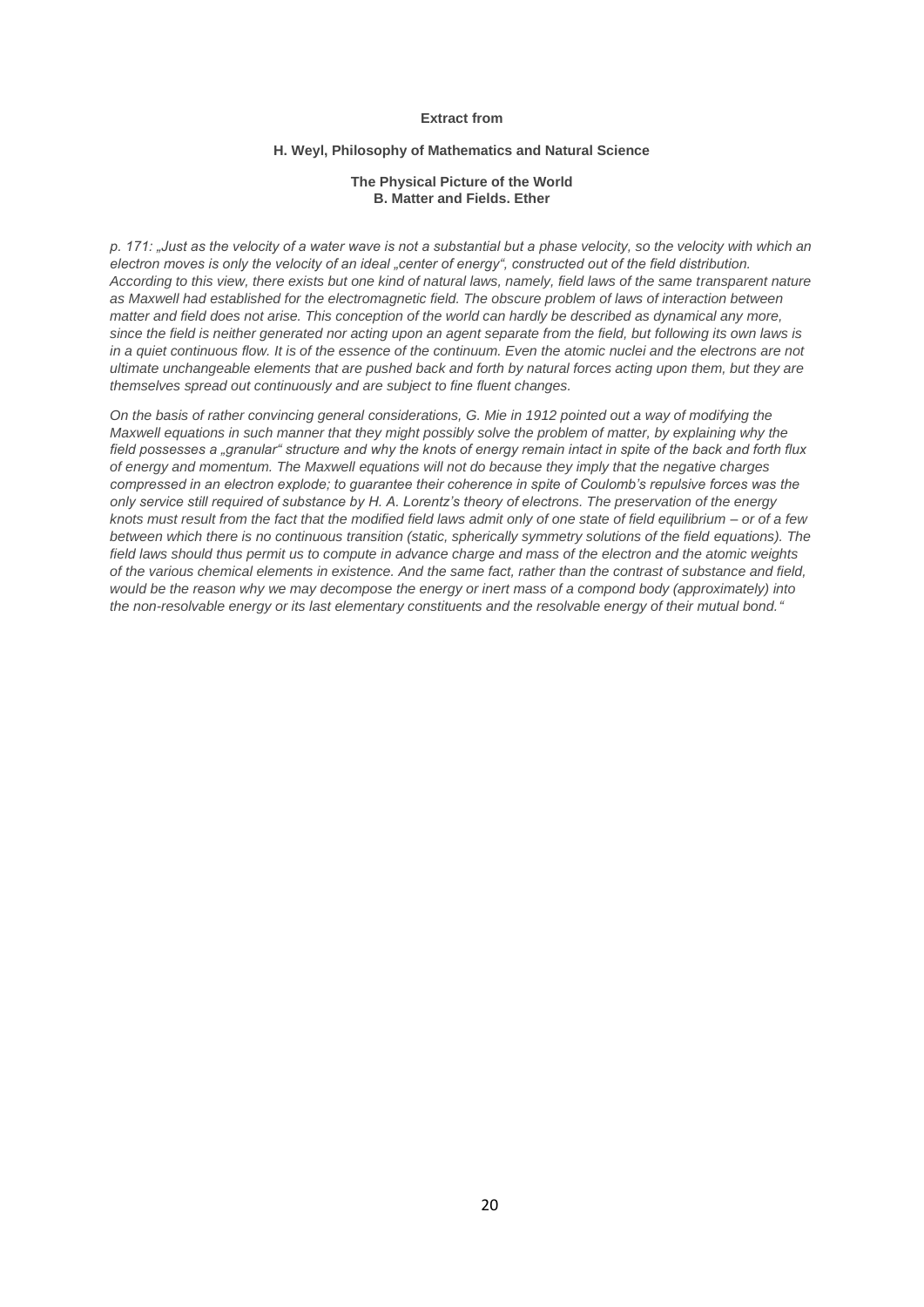**Extract from**

**H. Weyl, Philosophy of Mathematics and Natural Science**

**The Physical Picture of the World**
**B. Matter and Fields. Ether**

*p. 171: „Just as the velocity of a water wave is not a substantial but a phase velocity, so the velocity with which an electron moves is only the velocity of an ideal „center of energy", constructed out of the field distribution. According to this view, there exists but one kind of natural laws, namely, field laws of the same transparent nature as Maxwell had established for the electromagnetic field. The obscure problem of laws of interaction between matter and field does not arise. This conception of the world can hardly be described as dynamical any more, since the field is neither generated nor acting upon an agent separate from the field, but following its own laws is in a quiet continuous flow. It is of the essence of the continuum. Even the atomic nuclei and the electrons are not ultimate unchangeable elements that are pushed back and forth by natural forces acting upon them, but they are themselves spread out continuously and are subject to fine fluent changes.*

*On the basis of rather convincing general considerations, G. Mie in 1912 pointed out a way of modifying the Maxwell equations in such manner that they might possibly solve the problem of matter, by explaining why the field possesses a „granular" structure and why the knots of energy remain intact in spite of the back and forth flux of energy and momentum. The Maxwell equations will not do because they imply that the negative charges compressed in an electron explode; to guarantee their coherence in spite of Coulomb's repulsive forces was the only service still required of substance by H. A. Lorentz's theory of electrons. The preservation of the energy knots must result from the fact that the modified field laws admit only of one state of field equilibrium – or of a few between which there is no continuous transition (static, spherically symmetry solutions of the field equations). The field laws should thus permit us to compute in advance charge and mass of the electron and the atomic weights of the various chemical elements in existence. And the same fact, rather than the contrast of substance and field, would be the reason why we may decompose the energy or inert mass of a compond body (approximately) into the non-resolvable energy or its last elementary constituents and the resolvable energy of their mutual bond."*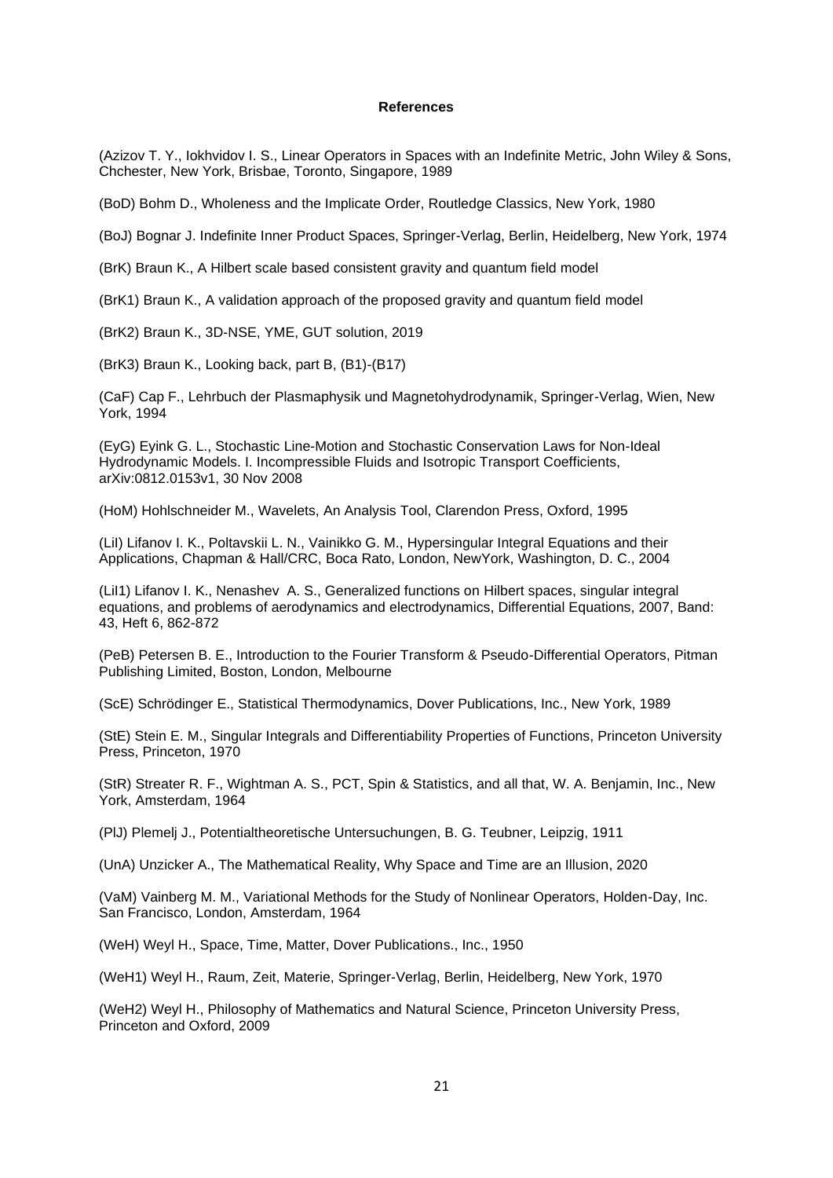**References**

(Azizov T. Y., Iokhvidov I. S., Linear Operators in Spaces with an Indefinite Metric, John Wiley & Sons, Chchester, New York, Brisbae, Toronto, Singapore, 1989

(BoD) Bohm D., Wholeness and the Implicate Order, Routledge Classics, New York, 1980

(BoJ) Bognar J. Indefinite Inner Product Spaces, Springer-Verlag, Berlin, Heidelberg, New York, 1974

(BrK) Braun K., A Hilbert scale based consistent gravity and quantum field model

(BrK1) Braun K., A validation approach of the proposed gravity and quantum field model

(BrK2) Braun K., 3D-NSE, YME, GUT solution, 2019

(BrK3) Braun K., Looking back, part B, (B1)-(B17)

(CaF) Cap F., Lehrbuch der Plasmaphysik und Magnetohydrodynamik, Springer-Verlag, Wien, New York, 1994

(EyG) Eyink G. L., Stochastic Line-Motion and Stochastic Conservation Laws for Non-Ideal Hydrodynamic Models. I. Incompressible Fluids and Isotropic Transport Coefficients, arXiv:0812.0153v1, 30 Nov 2008

(HoM) Hohlschneider M., Wavelets, An Analysis Tool, Clarendon Press, Oxford, 1995

(LiI) Lifanov I. K., Poltavskii L. N., Vainikko G. M., Hypersingular Integral Equations and their Applications, Chapman & Hall/CRC, Boca Rato, London, NewYork, Washington, D. C., 2004

(LiI1) Lifanov I. K., Nenashev A. S., Generalized functions on Hilbert spaces, singular integral equations, and problems of aerodynamics and electrodynamics, Differential Equations, 2007, Band: 43, Heft 6, 862-872

(PeB) Petersen B. E., Introduction to the Fourier Transform & Pseudo-Differential Operators, Pitman Publishing Limited, Boston, London, Melbourne

(ScE) Schrödinger E., Statistical Thermodynamics, Dover Publications, Inc., New York, 1989

(StE) Stein E. M., Singular Integrals and Differentiability Properties of Functions, Princeton University Press, Princeton, 1970

(StR) Streater R. F., Wightman A. S., PCT, Spin & Statistics, and all that, W. A. Benjamin, Inc., New York, Amsterdam, 1964

(PlJ) Plemelj J., Potentialtheoretische Untersuchungen, B. G. Teubner, Leipzig, 1911

(UnA) Unzicker A., The Mathematical Reality, Why Space and Time are an Illusion, 2020

(VaM) Vainberg M. M., Variational Methods for the Study of Nonlinear Operators, Holden-Day, Inc. San Francisco, London, Amsterdam, 1964

(WeH) Weyl H., Space, Time, Matter, Dover Publications., Inc., 1950

(WeH1) Weyl H., Raum, Zeit, Materie, Springer-Verlag, Berlin, Heidelberg, New York, 1970

(WeH2) Weyl H., Philosophy of Mathematics and Natural Science, Princeton University Press, Princeton and Oxford, 2009